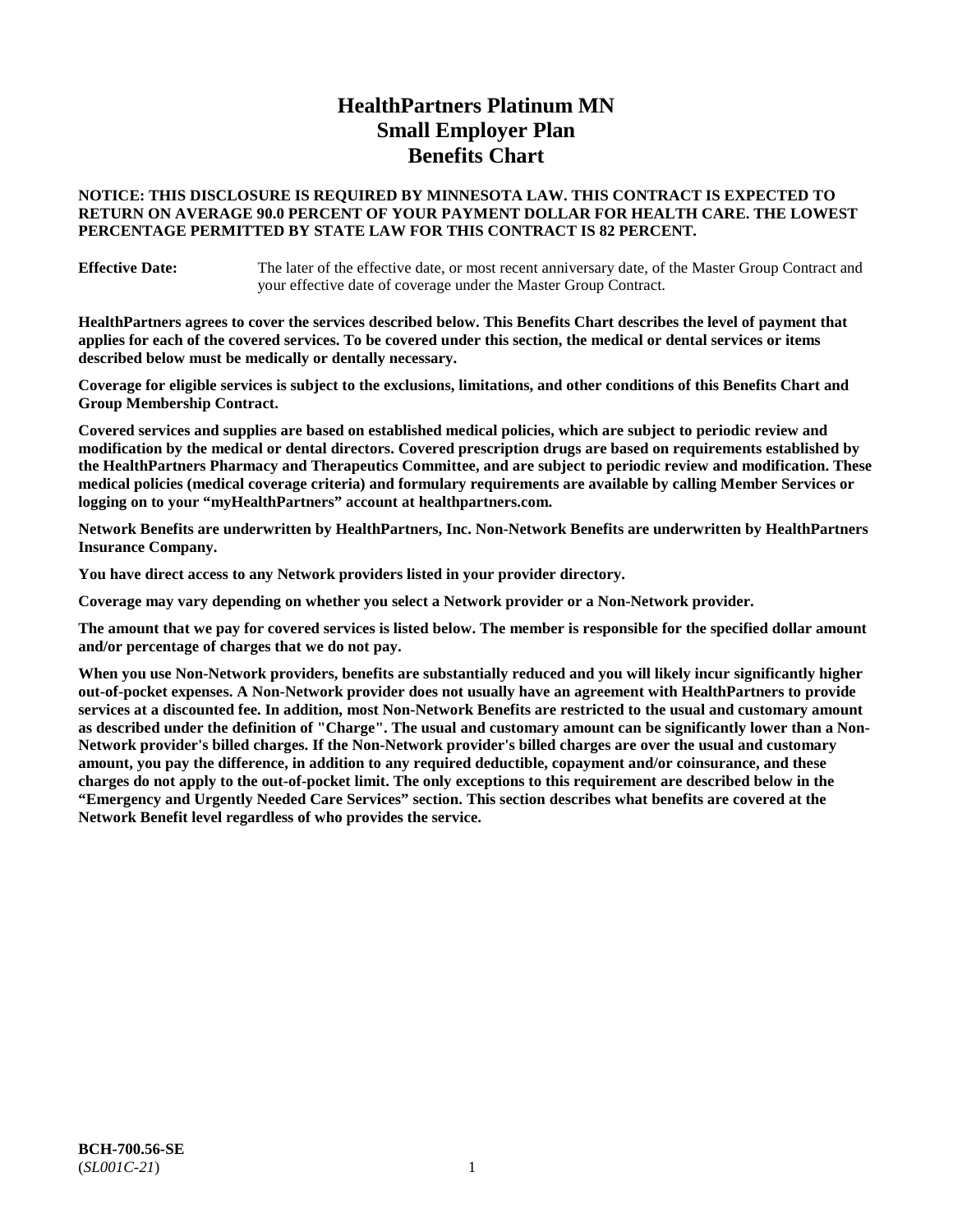# HealthPartners Platinum MN
# Small Employer Plan
# Benefits Chart

**NOTICE: THIS DISCLOSURE IS REQUIRED BY MINNESOTA LAW. THIS CONTRACT IS EXPECTED TO RETURN ON AVERAGE 90.0 PERCENT OF YOUR PAYMENT DOLLAR FOR HEALTH CARE. THE LOWEST PERCENTAGE PERMITTED BY STATE LAW FOR THIS CONTRACT IS 82 PERCENT.**

**Effective Date:** The later of the effective date, or most recent anniversary date, of the Master Group Contract and your effective date of coverage under the Master Group Contract.

**HealthPartners agrees to cover the services described below. This Benefits Chart describes the level of payment that applies for each of the covered services. To be covered under this section, the medical or dental services or items described below must be medically or dentally necessary.**

**Coverage for eligible services is subject to the exclusions, limitations, and other conditions of this Benefits Chart and Group Membership Contract.**

**Covered services and supplies are based on established medical policies, which are subject to periodic review and modification by the medical or dental directors. Covered prescription drugs are based on requirements established by the HealthPartners Pharmacy and Therapeutics Committee, and are subject to periodic review and modification. These medical policies (medical coverage criteria) and formulary requirements are available by calling Member Services or logging on to your "myHealthPartners" account at healthpartners.com.**

**Network Benefits are underwritten by HealthPartners, Inc. Non-Network Benefits are underwritten by HealthPartners Insurance Company.**

**You have direct access to any Network providers listed in your provider directory.**

**Coverage may vary depending on whether you select a Network provider or a Non-Network provider.**

**The amount that we pay for covered services is listed below. The member is responsible for the specified dollar amount and/or percentage of charges that we do not pay.**

**When you use Non-Network providers, benefits are substantially reduced and you will likely incur significantly higher out-of-pocket expenses. A Non-Network provider does not usually have an agreement with HealthPartners to provide services at a discounted fee. In addition, most Non-Network Benefits are restricted to the usual and customary amount as described under the definition of "Charge". The usual and customary amount can be significantly lower than a Non-Network provider's billed charges. If the Non-Network provider's billed charges are over the usual and customary amount, you pay the difference, in addition to any required deductible, copayment and/or coinsurance, and these charges do not apply to the out-of-pocket limit. The only exceptions to this requirement are described below in the "Emergency and Urgently Needed Care Services" section. This section describes what benefits are covered at the Network Benefit level regardless of who provides the service.**

**BCH-700.56-SE**
(*SL001C-21*)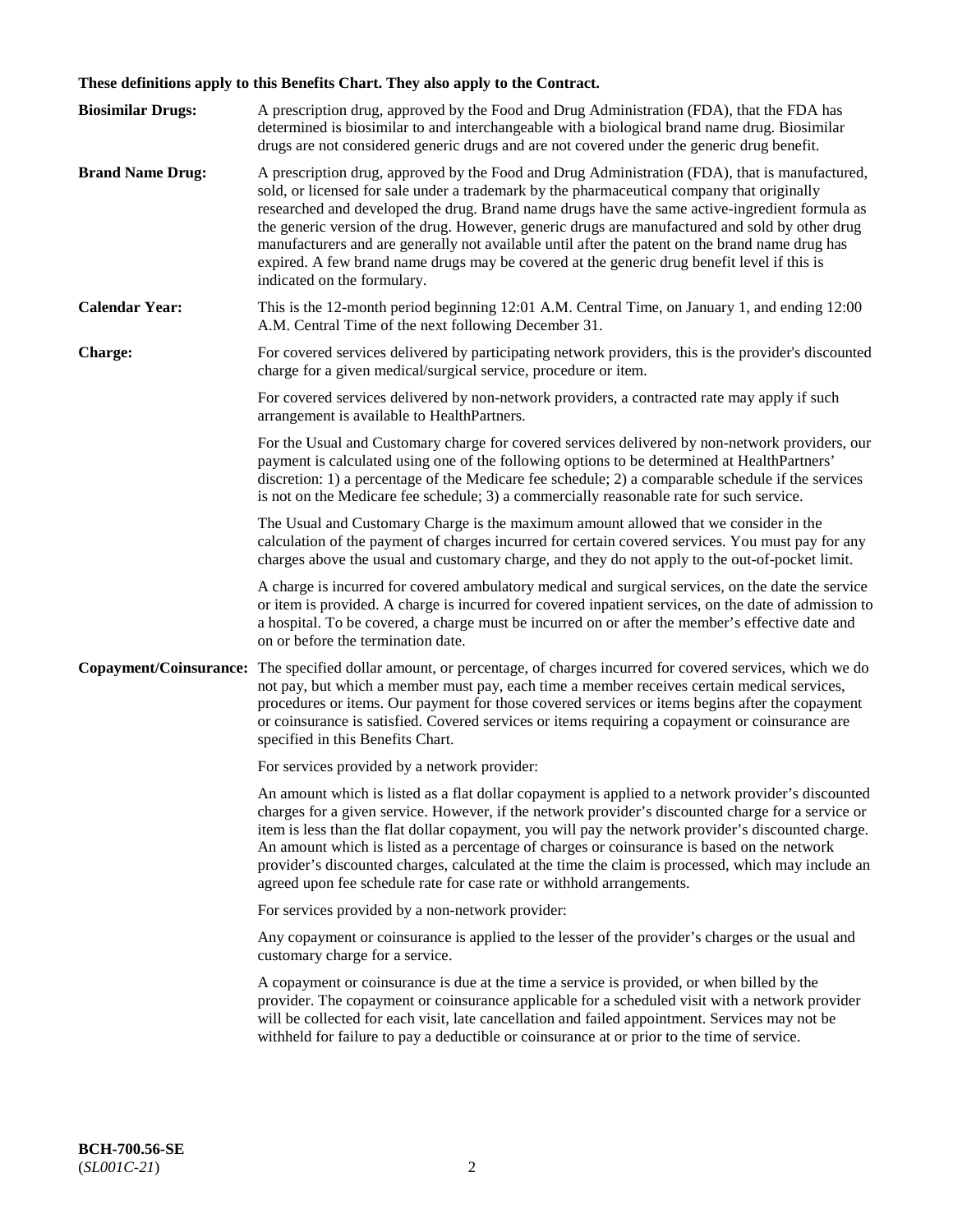**These definitions apply to this Benefits Chart. They also apply to the Contract.**

**Biosimilar Drugs:** A prescription drug, approved by the Food and Drug Administration (FDA), that the FDA has determined is biosimilar to and interchangeable with a biological brand name drug. Biosimilar drugs are not considered generic drugs and are not covered under the generic drug benefit.

**Brand Name Drug:** A prescription drug, approved by the Food and Drug Administration (FDA), that is manufactured, sold, or licensed for sale under a trademark by the pharmaceutical company that originally researched and developed the drug. Brand name drugs have the same active-ingredient formula as the generic version of the drug. However, generic drugs are manufactured and sold by other drug manufacturers and are generally not available until after the patent on the brand name drug has expired. A few brand name drugs may be covered at the generic drug benefit level if this is indicated on the formulary.

**Calendar Year:** This is the 12-month period beginning 12:01 A.M. Central Time, on January 1, and ending 12:00 A.M. Central Time of the next following December 31.

**Charge:** For covered services delivered by participating network providers, this is the provider's discounted charge for a given medical/surgical service, procedure or item.

For covered services delivered by non-network providers, a contracted rate may apply if such arrangement is available to HealthPartners.

For the Usual and Customary charge for covered services delivered by non-network providers, our payment is calculated using one of the following options to be determined at HealthPartners' discretion: 1) a percentage of the Medicare fee schedule; 2) a comparable schedule if the services is not on the Medicare fee schedule; 3) a commercially reasonable rate for such service.

The Usual and Customary Charge is the maximum amount allowed that we consider in the calculation of the payment of charges incurred for certain covered services. You must pay for any charges above the usual and customary charge, and they do not apply to the out-of-pocket limit.

A charge is incurred for covered ambulatory medical and surgical services, on the date the service or item is provided. A charge is incurred for covered inpatient services, on the date of admission to a hospital. To be covered, a charge must be incurred on or after the member's effective date and on or before the termination date.

**Copayment/Coinsurance:** The specified dollar amount, or percentage, of charges incurred for covered services, which we do not pay, but which a member must pay, each time a member receives certain medical services, procedures or items. Our payment for those covered services or items begins after the copayment or coinsurance is satisfied. Covered services or items requiring a copayment or coinsurance are specified in this Benefits Chart.

For services provided by a network provider:

An amount which is listed as a flat dollar copayment is applied to a network provider's discounted charges for a given service. However, if the network provider's discounted charge for a service or item is less than the flat dollar copayment, you will pay the network provider's discounted charge. An amount which is listed as a percentage of charges or coinsurance is based on the network provider's discounted charges, calculated at the time the claim is processed, which may include an agreed upon fee schedule rate for case rate or withhold arrangements.

For services provided by a non-network provider:

Any copayment or coinsurance is applied to the lesser of the provider's charges or the usual and customary charge for a service.

A copayment or coinsurance is due at the time a service is provided, or when billed by the provider. The copayment or coinsurance applicable for a scheduled visit with a network provider will be collected for each visit, late cancellation and failed appointment. Services may not be withheld for failure to pay a deductible or coinsurance at or prior to the time of service.

**BCH-700.56-SE**
(*SL001C-21*)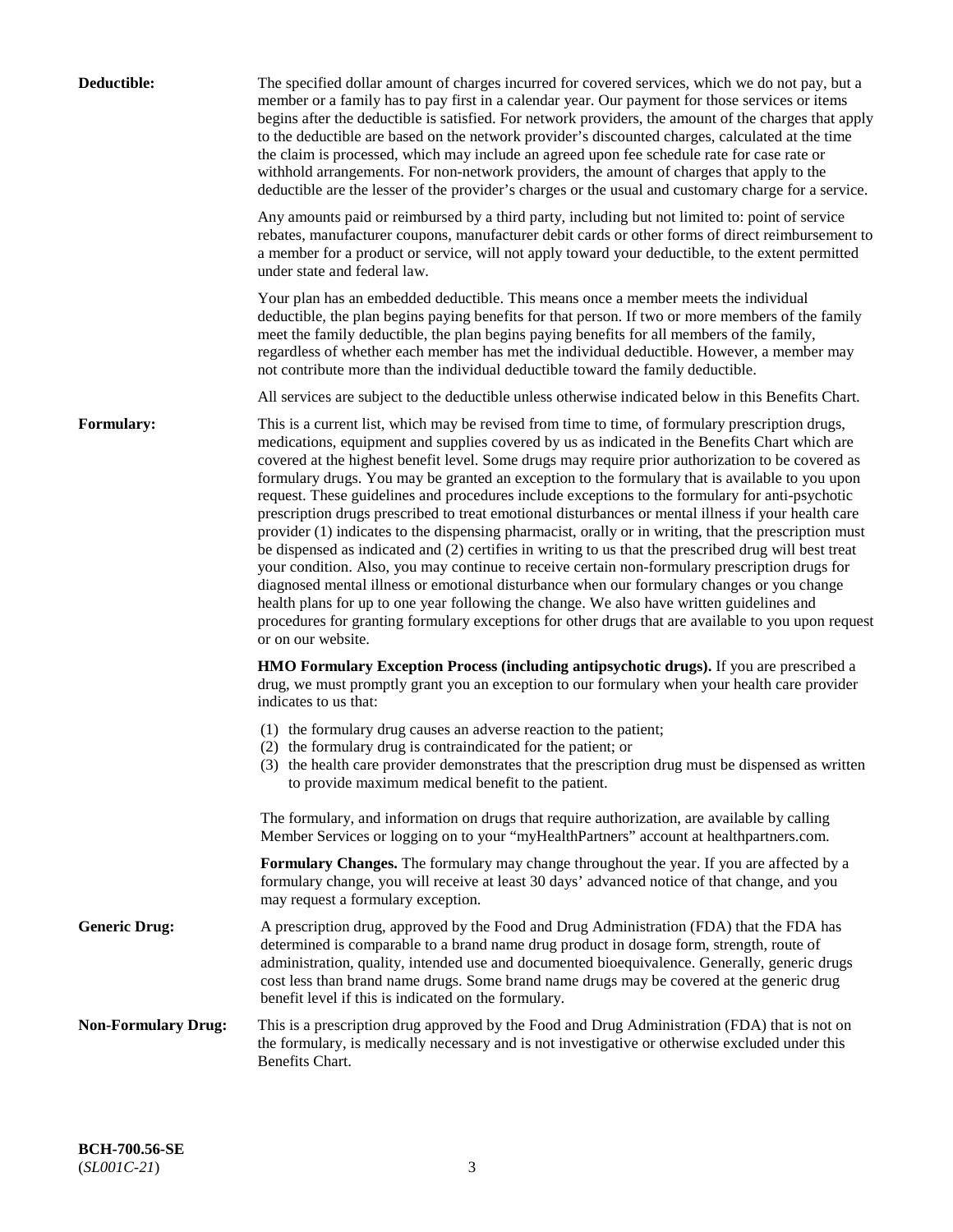**Deductible:** The specified dollar amount of charges incurred for covered services, which we do not pay, but a member or a family has to pay first in a calendar year. Our payment for those services or items begins after the deductible is satisfied. For network providers, the amount of the charges that apply to the deductible are based on the network provider's discounted charges, calculated at the time the claim is processed, which may include an agreed upon fee schedule rate for case rate or withhold arrangements. For non-network providers, the amount of charges that apply to the deductible are the lesser of the provider's charges or the usual and customary charge for a service.

Any amounts paid or reimbursed by a third party, including but not limited to: point of service rebates, manufacturer coupons, manufacturer debit cards or other forms of direct reimbursement to a member for a product or service, will not apply toward your deductible, to the extent permitted under state and federal law.

Your plan has an embedded deductible. This means once a member meets the individual deductible, the plan begins paying benefits for that person. If two or more members of the family meet the family deductible, the plan begins paying benefits for all members of the family, regardless of whether each member has met the individual deductible. However, a member may not contribute more than the individual deductible toward the family deductible.

All services are subject to the deductible unless otherwise indicated below in this Benefits Chart.

**Formulary:** This is a current list, which may be revised from time to time, of formulary prescription drugs, medications, equipment and supplies covered by us as indicated in the Benefits Chart which are covered at the highest benefit level. Some drugs may require prior authorization to be covered as formulary drugs. You may be granted an exception to the formulary that is available to you upon request. These guidelines and procedures include exceptions to the formulary for anti-psychotic prescription drugs prescribed to treat emotional disturbances or mental illness if your health care provider (1) indicates to the dispensing pharmacist, orally or in writing, that the prescription must be dispensed as indicated and (2) certifies in writing to us that the prescribed drug will best treat your condition. Also, you may continue to receive certain non-formulary prescription drugs for diagnosed mental illness or emotional disturbance when our formulary changes or you change health plans for up to one year following the change. We also have written guidelines and procedures for granting formulary exceptions for other drugs that are available to you upon request or on our website.

**HMO Formulary Exception Process (including antipsychotic drugs).** If you are prescribed a drug, we must promptly grant you an exception to our formulary when your health care provider indicates to us that:

(1) the formulary drug causes an adverse reaction to the patient;
(2) the formulary drug is contraindicated for the patient; or
(3) the health care provider demonstrates that the prescription drug must be dispensed as written to provide maximum medical benefit to the patient.

The formulary, and information on drugs that require authorization, are available by calling Member Services or logging on to your "myHealthPartners" account at healthpartners.com.

**Formulary Changes.** The formulary may change throughout the year. If you are affected by a formulary change, you will receive at least 30 days' advanced notice of that change, and you may request a formulary exception.

**Generic Drug:** A prescription drug, approved by the Food and Drug Administration (FDA) that the FDA has determined is comparable to a brand name drug product in dosage form, strength, route of administration, quality, intended use and documented bioequivalence. Generally, generic drugs cost less than brand name drugs. Some brand name drugs may be covered at the generic drug benefit level if this is indicated on the formulary.

**Non-Formulary Drug:** This is a prescription drug approved by the Food and Drug Administration (FDA) that is not on the formulary, is medically necessary and is not investigative or otherwise excluded under this Benefits Chart.

**BCH-700.56-SE**
(*SL001C-21*)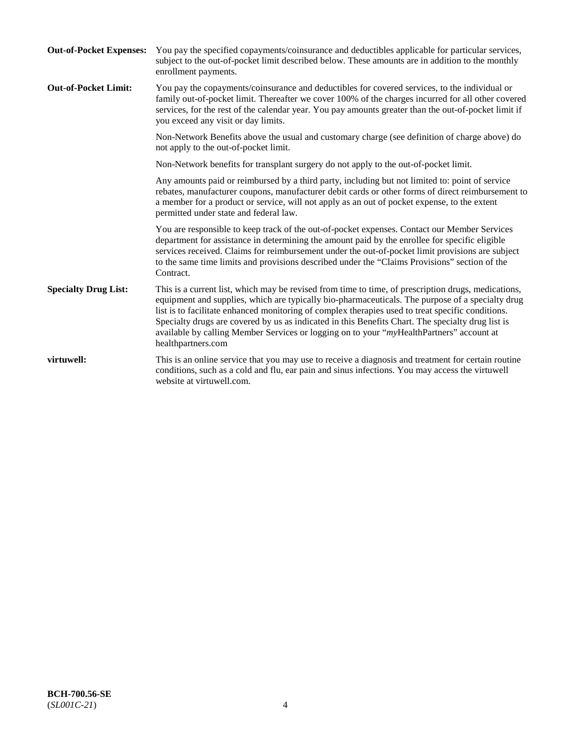**Out-of-Pocket Expenses:** You pay the specified copayments/coinsurance and deductibles applicable for particular services, subject to the out-of-pocket limit described below. These amounts are in addition to the monthly enrollment payments.

**Out-of-Pocket Limit:** You pay the copayments/coinsurance and deductibles for covered services, to the individual or family out-of-pocket limit. Thereafter we cover 100% of the charges incurred for all other covered services, for the rest of the calendar year. You pay amounts greater than the out-of-pocket limit if you exceed any visit or day limits.

Non-Network Benefits above the usual and customary charge (see definition of charge above) do not apply to the out-of-pocket limit.

Non-Network benefits for transplant surgery do not apply to the out-of-pocket limit.

Any amounts paid or reimbursed by a third party, including but not limited to: point of service rebates, manufacturer coupons, manufacturer debit cards or other forms of direct reimbursement to a member for a product or service, will not apply as an out of pocket expense, to the extent permitted under state and federal law.

You are responsible to keep track of the out-of-pocket expenses. Contact our Member Services department for assistance in determining the amount paid by the enrollee for specific eligible services received. Claims for reimbursement under the out-of-pocket limit provisions are subject to the same time limits and provisions described under the "Claims Provisions" section of the Contract.

**Specialty Drug List:** This is a current list, which may be revised from time to time, of prescription drugs, medications, equipment and supplies, which are typically bio-pharmaceuticals. The purpose of a specialty drug list is to facilitate enhanced monitoring of complex therapies used to treat specific conditions. Specialty drugs are covered by us as indicated in this Benefits Chart. The specialty drug list is available by calling Member Services or logging on to your "*my*HealthPartners" account at healthpartners.com

**virtuwell:** This is an online service that you may use to receive a diagnosis and treatment for certain routine conditions, such as a cold and flu, ear pain and sinus infections. You may access the virtuwell website at virtuwell.com.

**BCH-700.56-SE**
(*SL001C-21*)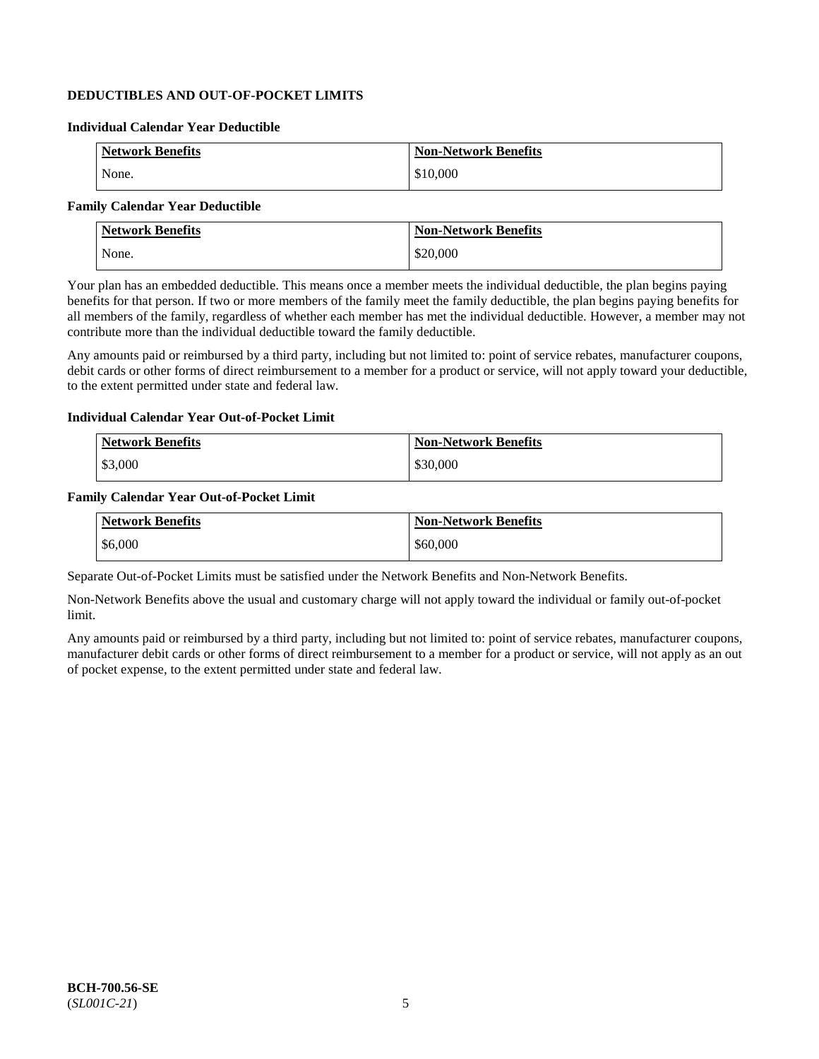**DEDUCTIBLES AND OUT-OF-POCKET LIMITS**

**Individual Calendar Year Deductible**

| Network Benefits | Non-Network Benefits |
|---|---|
| None. | $10,000 |

**Family Calendar Year Deductible**

| Network Benefits | Non-Network Benefits |
|---|---|
| None. | $20,000 |

Your plan has an embedded deductible. This means once a member meets the individual deductible, the plan begins paying benefits for that person. If two or more members of the family meet the family deductible, the plan begins paying benefits for all members of the family, regardless of whether each member has met the individual deductible. However, a member may not contribute more than the individual deductible toward the family deductible.

Any amounts paid or reimbursed by a third party, including but not limited to: point of service rebates, manufacturer coupons, debit cards or other forms of direct reimbursement to a member for a product or service, will not apply toward your deductible, to the extent permitted under state and federal law.

**Individual Calendar Year Out-of-Pocket Limit**

| Network Benefits | Non-Network Benefits |
|---|---|
| $3,000 | $30,000 |

**Family Calendar Year Out-of-Pocket Limit**

| Network Benefits | Non-Network Benefits |
|---|---|
| $6,000 | $60,000 |

Separate Out-of-Pocket Limits must be satisfied under the Network Benefits and Non-Network Benefits.

Non-Network Benefits above the usual and customary charge will not apply toward the individual or family out-of-pocket limit.

Any amounts paid or reimbursed by a third party, including but not limited to: point of service rebates, manufacturer coupons, manufacturer debit cards or other forms of direct reimbursement to a member for a product or service, will not apply as an out of pocket expense, to the extent permitted under state and federal law.

**BCH-700.56-SE**
(*SL001C-21*)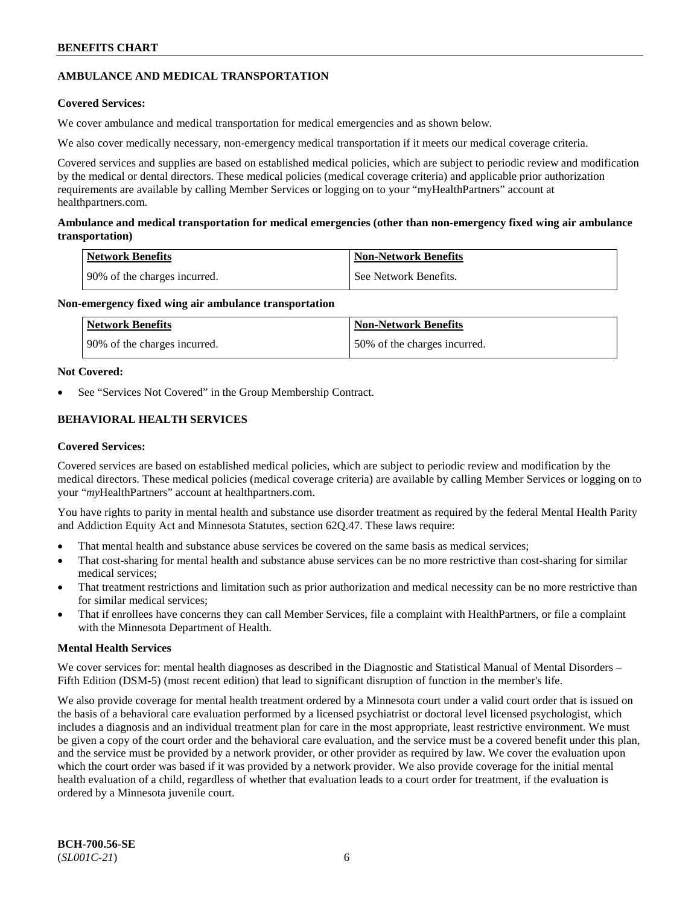## AMBULANCE AND MEDICAL TRANSPORTATION

**Covered Services:**

We cover ambulance and medical transportation for medical emergencies and as shown below.

We also cover medically necessary, non-emergency medical transportation if it meets our medical coverage criteria.

Covered services and supplies are based on established medical policies, which are subject to periodic review and modification by the medical or dental directors. These medical policies (medical coverage criteria) and applicable prior authorization requirements are available by calling Member Services or logging on to your "myHealthPartners" account at healthpartners.com.

**Ambulance and medical transportation for medical emergencies (other than non-emergency fixed wing air ambulance transportation)**

| Network Benefits | Non-Network Benefits |
| --- | --- |
| 90% of the charges incurred. | See Network Benefits. |

**Non-emergency fixed wing air ambulance transportation**

| Network Benefits | Non-Network Benefits |
| --- | --- |
| 90% of the charges incurred. | 50% of the charges incurred. |

**Not Covered:**

- See "Services Not Covered" in the Group Membership Contract.

## BEHAVIORAL HEALTH SERVICES

**Covered Services:**

Covered services are based on established medical policies, which are subject to periodic review and modification by the medical directors. These medical policies (medical coverage criteria) are available by calling Member Services or logging on to your "*my*HealthPartners" account at healthpartners.com.

You have rights to parity in mental health and substance use disorder treatment as required by the federal Mental Health Parity and Addiction Equity Act and Minnesota Statutes, section 62Q.47. These laws require:

- That mental health and substance abuse services be covered on the same basis as medical services;
- That cost-sharing for mental health and substance abuse services can be no more restrictive than cost-sharing for similar medical services;
- That treatment restrictions and limitation such as prior authorization and medical necessity can be no more restrictive than for similar medical services;
- That if enrollees have concerns they can call Member Services, file a complaint with HealthPartners, or file a complaint with the Minnesota Department of Health.

**Mental Health Services**

We cover services for: mental health diagnoses as described in the Diagnostic and Statistical Manual of Mental Disorders – Fifth Edition (DSM-5) (most recent edition) that lead to significant disruption of function in the member's life.

We also provide coverage for mental health treatment ordered by a Minnesota court under a valid court order that is issued on the basis of a behavioral care evaluation performed by a licensed psychiatrist or doctoral level licensed psychologist, which includes a diagnosis and an individual treatment plan for care in the most appropriate, least restrictive environment. We must be given a copy of the court order and the behavioral care evaluation, and the service must be a covered benefit under this plan, and the service must be provided by a network provider, or other provider as required by law. We cover the evaluation upon which the court order was based if it was provided by a network provider. We also provide coverage for the initial mental health evaluation of a child, regardless of whether that evaluation leads to a court order for treatment, if the evaluation is ordered by a Minnesota juvenile court.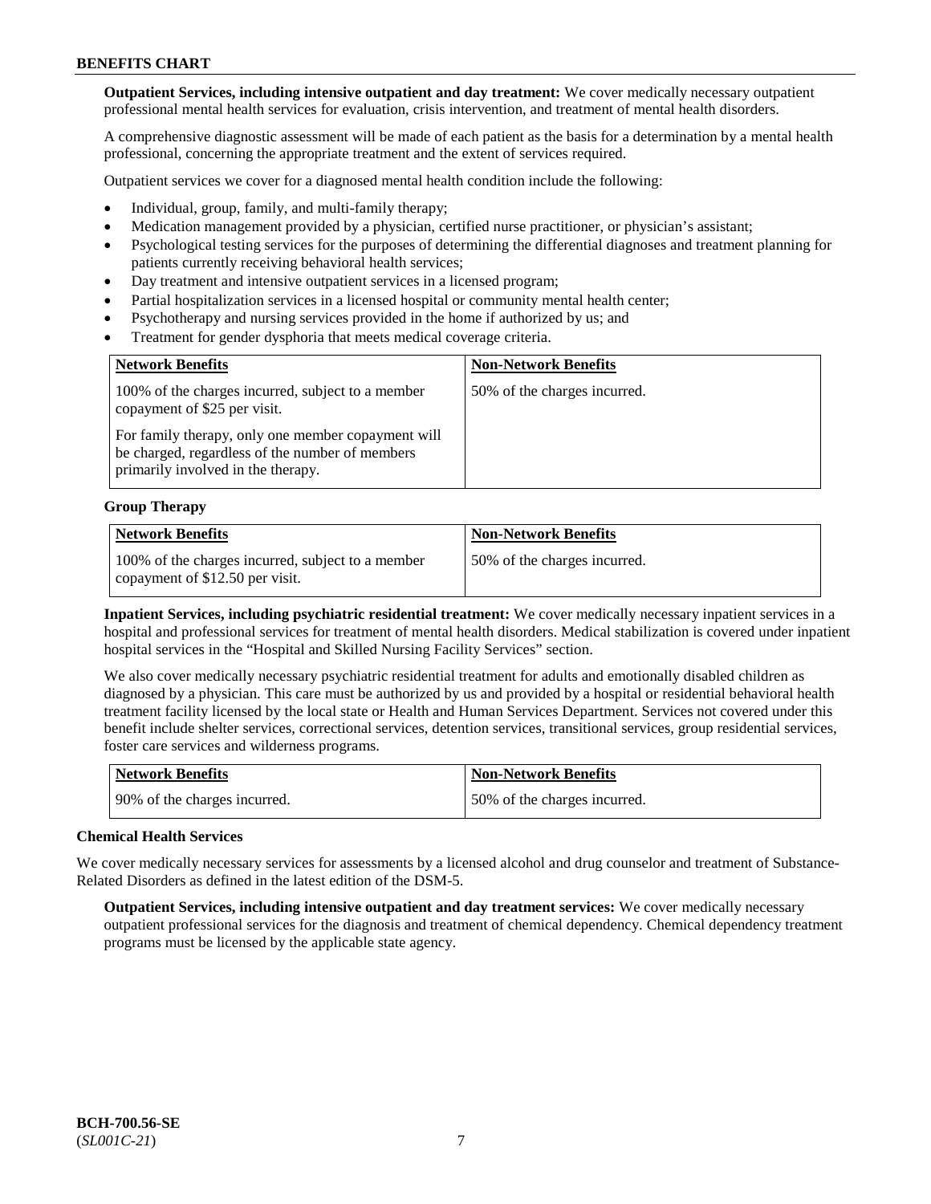**Outpatient Services, including intensive outpatient and day treatment:** We cover medically necessary outpatient professional mental health services for evaluation, crisis intervention, and treatment of mental health disorders.

A comprehensive diagnostic assessment will be made of each patient as the basis for a determination by a mental health professional, concerning the appropriate treatment and the extent of services required.

Outpatient services we cover for a diagnosed mental health condition include the following:

- Individual, group, family, and multi-family therapy;
- Medication management provided by a physician, certified nurse practitioner, or physician's assistant;
- Psychological testing services for the purposes of determining the differential diagnoses and treatment planning for patients currently receiving behavioral health services;
- Day treatment and intensive outpatient services in a licensed program;
- Partial hospitalization services in a licensed hospital or community mental health center;
- Psychotherapy and nursing services provided in the home if authorized by us; and
- Treatment for gender dysphoria that meets medical coverage criteria.

| Network Benefits | Non-Network Benefits |
|---|---|
| 100% of the charges incurred, subject to a member copayment of $25 per visit.<br><br>For family therapy, only one member copayment will be charged, regardless of the number of members primarily involved in the therapy. | 50% of the charges incurred. |

**Group Therapy**

| Network Benefits | Non-Network Benefits |
|---|---|
| 100% of the charges incurred, subject to a member copayment of $12.50 per visit. | 50% of the charges incurred. |

**Inpatient Services, including psychiatric residential treatment:** We cover medically necessary inpatient services in a hospital and professional services for treatment of mental health disorders. Medical stabilization is covered under inpatient hospital services in the "Hospital and Skilled Nursing Facility Services" section.

We also cover medically necessary psychiatric residential treatment for adults and emotionally disabled children as diagnosed by a physician. This care must be authorized by us and provided by a hospital or residential behavioral health treatment facility licensed by the local state or Health and Human Services Department. Services not covered under this benefit include shelter services, correctional services, detention services, transitional services, group residential services, foster care services and wilderness programs.

| Network Benefits | Non-Network Benefits |
|---|---|
| 90% of the charges incurred. | 50% of the charges incurred. |

**Chemical Health Services**

We cover medically necessary services for assessments by a licensed alcohol and drug counselor and treatment of Substance-Related Disorders as defined in the latest edition of the DSM-5.

**Outpatient Services, including intensive outpatient and day treatment services:** We cover medically necessary outpatient professional services for the diagnosis and treatment of chemical dependency. Chemical dependency treatment programs must be licensed by the applicable state agency.

**BCH-700.56-SE**
(*SL001C-21*)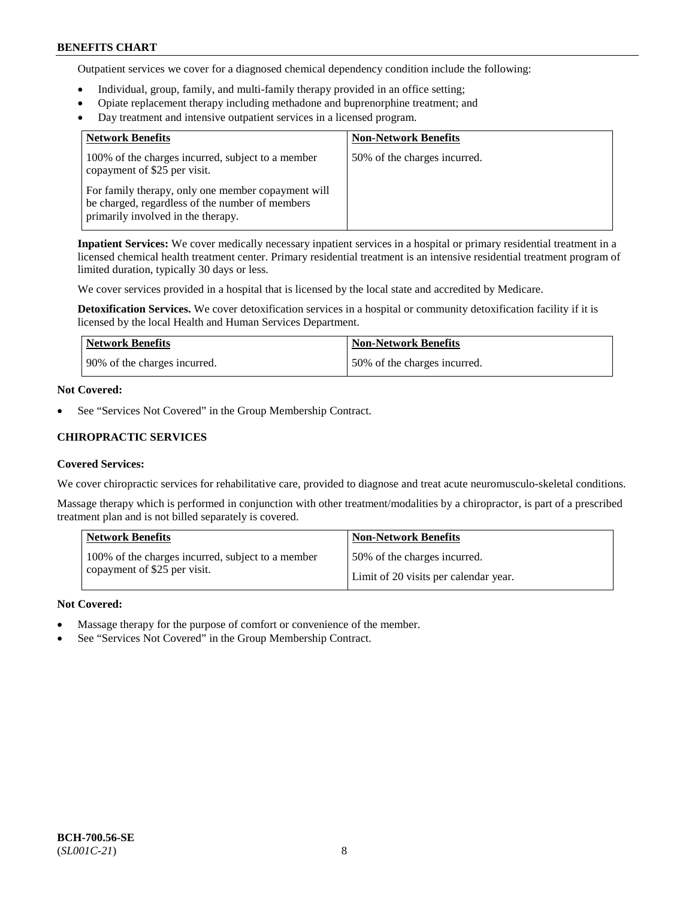Outpatient services we cover for a diagnosed chemical dependency condition include the following:

- Individual, group, family, and multi-family therapy provided in an office setting;
- Opiate replacement therapy including methadone and buprenorphine treatment; and
- Day treatment and intensive outpatient services in a licensed program.

| Network Benefits | Non-Network Benefits |
| --- | --- |
| 100% of the charges incurred, subject to a member copayment of $25 per visit.<br><br>For family therapy, only one member copayment will be charged, regardless of the number of members primarily involved in the therapy. | 50% of the charges incurred. |

**Inpatient Services:** We cover medically necessary inpatient services in a hospital or primary residential treatment in a licensed chemical health treatment center. Primary residential treatment is an intensive residential treatment program of limited duration, typically 30 days or less.

We cover services provided in a hospital that is licensed by the local state and accredited by Medicare.

**Detoxification Services.** We cover detoxification services in a hospital or community detoxification facility if it is licensed by the local Health and Human Services Department.

| Network Benefits | Non-Network Benefits |
| --- | --- |
| 90% of the charges incurred. | 50% of the charges incurred. |

**Not Covered:**

- See "Services Not Covered" in the Group Membership Contract.

### CHIROPRACTIC SERVICES

**Covered Services:**

We cover chiropractic services for rehabilitative care, provided to diagnose and treat acute neuromusculo-skeletal conditions.

Massage therapy which is performed in conjunction with other treatment/modalities by a chiropractor, is part of a prescribed treatment plan and is not billed separately is covered.

| Network Benefits | Non-Network Benefits |
| --- | --- |
| 100% of the charges incurred, subject to a member copayment of $25 per visit. | 50% of the charges incurred.<br><br>Limit of 20 visits per calendar year. |

**Not Covered:**

- Massage therapy for the purpose of comfort or convenience of the member.
- See "Services Not Covered" in the Group Membership Contract.

BCH-700.56-SE
(*SL001C-21*)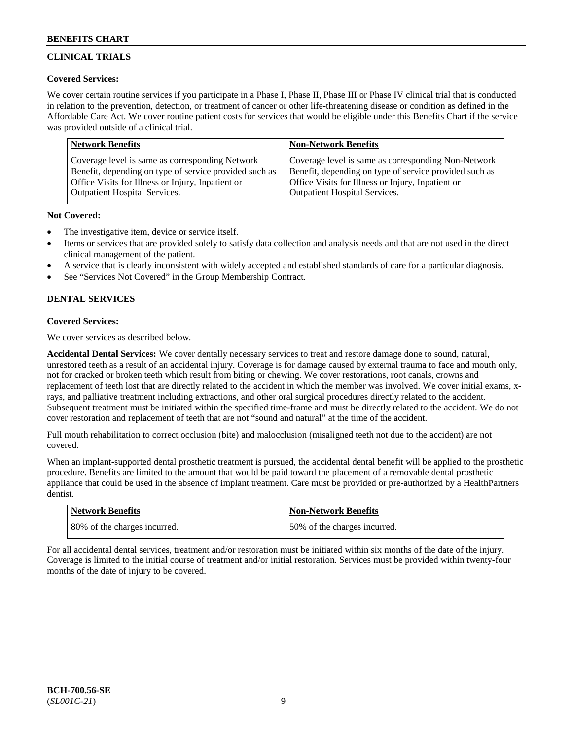## CLINICAL TRIALS

**Covered Services:**

We cover certain routine services if you participate in a Phase I, Phase II, Phase III or Phase IV clinical trial that is conducted in relation to the prevention, detection, or treatment of cancer or other life-threatening disease or condition as defined in the Affordable Care Act. We cover routine patient costs for services that would be eligible under this Benefits Chart if the service was provided outside of a clinical trial.

| Network Benefits | Non-Network Benefits |
| --- | --- |
| Coverage level is same as corresponding Network Benefit, depending on type of service provided such as Office Visits for Illness or Injury, Inpatient or Outpatient Hospital Services. | Coverage level is same as corresponding Non-Network Benefit, depending on type of service provided such as Office Visits for Illness or Injury, Inpatient or Outpatient Hospital Services. |

**Not Covered:**

- The investigative item, device or service itself.
- Items or services that are provided solely to satisfy data collection and analysis needs and that are not used in the direct clinical management of the patient.
- A service that is clearly inconsistent with widely accepted and established standards of care for a particular diagnosis.
- See "Services Not Covered" in the Group Membership Contract.

## DENTAL SERVICES

**Covered Services:**

We cover services as described below.

**Accidental Dental Services:** We cover dentally necessary services to treat and restore damage done to sound, natural, unrestored teeth as a result of an accidental injury. Coverage is for damage caused by external trauma to face and mouth only, not for cracked or broken teeth which result from biting or chewing. We cover restorations, root canals, crowns and replacement of teeth lost that are directly related to the accident in which the member was involved. We cover initial exams, x-rays, and palliative treatment including extractions, and other oral surgical procedures directly related to the accident. Subsequent treatment must be initiated within the specified time-frame and must be directly related to the accident. We do not cover restoration and replacement of teeth that are not "sound and natural" at the time of the accident.

Full mouth rehabilitation to correct occlusion (bite) and malocclusion (misaligned teeth not due to the accident) are not covered.

When an implant-supported dental prosthetic treatment is pursued, the accidental dental benefit will be applied to the prosthetic procedure. Benefits are limited to the amount that would be paid toward the placement of a removable dental prosthetic appliance that could be used in the absence of implant treatment. Care must be provided or pre-authorized by a HealthPartners dentist.

| Network Benefits | Non-Network Benefits |
| --- | --- |
| 80% of the charges incurred. | 50% of the charges incurred. |

For all accidental dental services, treatment and/or restoration must be initiated within six months of the date of the injury. Coverage is limited to the initial course of treatment and/or initial restoration. Services must be provided within twenty-four months of the date of injury to be covered.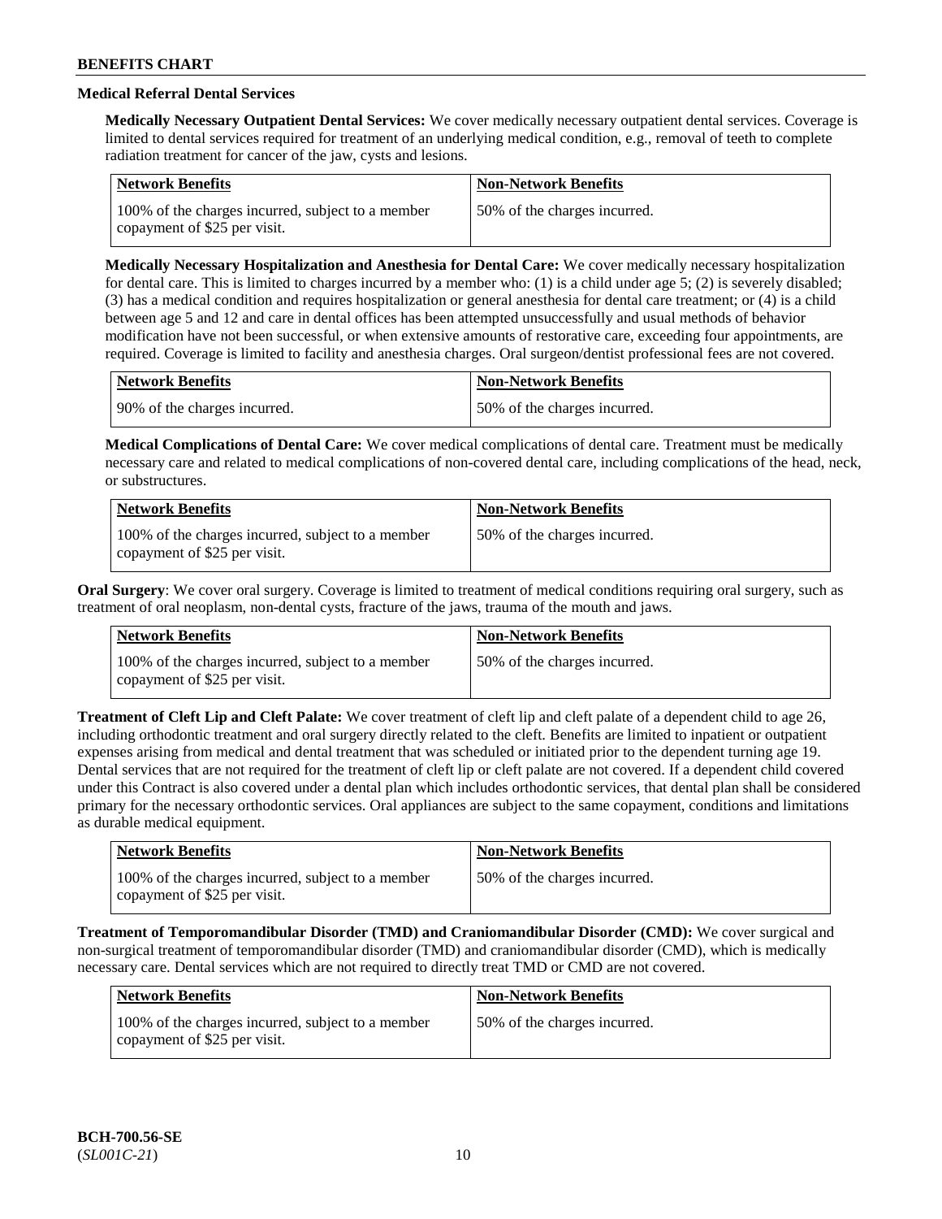### Medical Referral Dental Services

**Medically Necessary Outpatient Dental Services:** We cover medically necessary outpatient dental services. Coverage is limited to dental services required for treatment of an underlying medical condition, e.g., removal of teeth to complete radiation treatment for cancer of the jaw, cysts and lesions.

| Network Benefits | Non-Network Benefits |
|---|---|
| 100% of the charges incurred, subject to a member copayment of $25 per visit. | 50% of the charges incurred. |

**Medically Necessary Hospitalization and Anesthesia for Dental Care:** We cover medically necessary hospitalization for dental care. This is limited to charges incurred by a member who: (1) is a child under age 5; (2) is severely disabled; (3) has a medical condition and requires hospitalization or general anesthesia for dental care treatment; or (4) is a child between age 5 and 12 and care in dental offices has been attempted unsuccessfully and usual methods of behavior modification have not been successful, or when extensive amounts of restorative care, exceeding four appointments, are required. Coverage is limited to facility and anesthesia charges. Oral surgeon/dentist professional fees are not covered.

| Network Benefits | Non-Network Benefits |
|---|---|
| 90% of the charges incurred. | 50% of the charges incurred. |

**Medical Complications of Dental Care:** We cover medical complications of dental care. Treatment must be medically necessary care and related to medical complications of non-covered dental care, including complications of the head, neck, or substructures.

| Network Benefits | Non-Network Benefits |
|---|---|
| 100% of the charges incurred, subject to a member copayment of $25 per visit. | 50% of the charges incurred. |

**Oral Surgery**: We cover oral surgery. Coverage is limited to treatment of medical conditions requiring oral surgery, such as treatment of oral neoplasm, non-dental cysts, fracture of the jaws, trauma of the mouth and jaws.

| Network Benefits | Non-Network Benefits |
|---|---|
| 100% of the charges incurred, subject to a member copayment of $25 per visit. | 50% of the charges incurred. |

**Treatment of Cleft Lip and Cleft Palate:** We cover treatment of cleft lip and cleft palate of a dependent child to age 26, including orthodontic treatment and oral surgery directly related to the cleft. Benefits are limited to inpatient or outpatient expenses arising from medical and dental treatment that was scheduled or initiated prior to the dependent turning age 19. Dental services that are not required for the treatment of cleft lip or cleft palate are not covered. If a dependent child covered under this Contract is also covered under a dental plan which includes orthodontic services, that dental plan shall be considered primary for the necessary orthodontic services. Oral appliances are subject to the same copayment, conditions and limitations as durable medical equipment.

| Network Benefits | Non-Network Benefits |
|---|---|
| 100% of the charges incurred, subject to a member copayment of $25 per visit. | 50% of the charges incurred. |

**Treatment of Temporomandibular Disorder (TMD) and Craniomandibular Disorder (CMD):** We cover surgical and non-surgical treatment of temporomandibular disorder (TMD) and craniomandibular disorder (CMD), which is medically necessary care. Dental services which are not required to directly treat TMD or CMD are not covered.

| Network Benefits | Non-Network Benefits |
|---|---|
| 100% of the charges incurred, subject to a member copayment of $25 per visit. | 50% of the charges incurred. |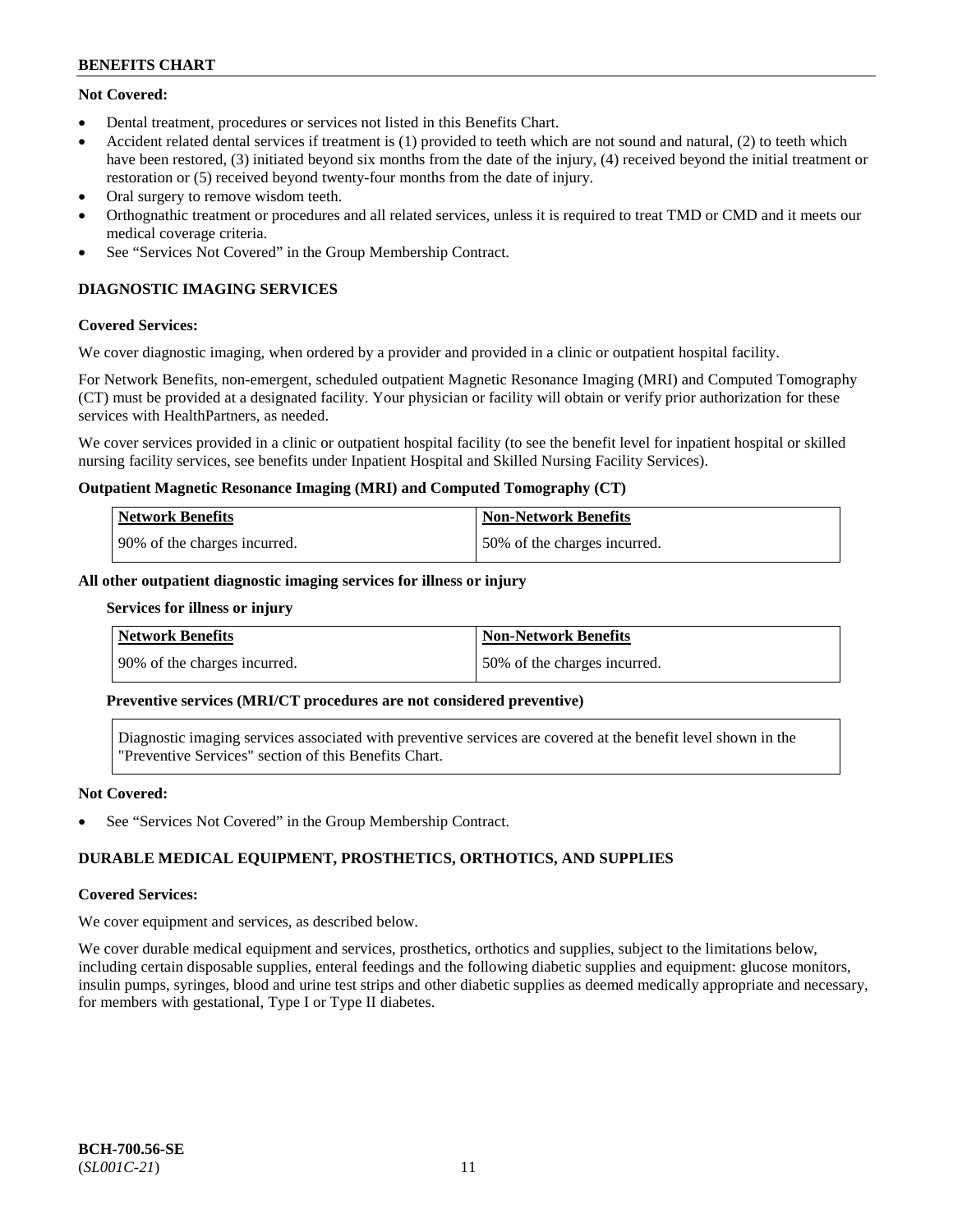**Not Covered:**

- Dental treatment, procedures or services not listed in this Benefits Chart.
- Accident related dental services if treatment is (1) provided to teeth which are not sound and natural, (2) to teeth which have been restored, (3) initiated beyond six months from the date of the injury, (4) received beyond the initial treatment or restoration or (5) received beyond twenty-four months from the date of injury.
- Oral surgery to remove wisdom teeth.
- Orthognathic treatment or procedures and all related services, unless it is required to treat TMD or CMD and it meets our medical coverage criteria.
- See "Services Not Covered" in the Group Membership Contract.

## DIAGNOSTIC IMAGING SERVICES

**Covered Services:**

We cover diagnostic imaging, when ordered by a provider and provided in a clinic or outpatient hospital facility.

For Network Benefits, non-emergent, scheduled outpatient Magnetic Resonance Imaging (MRI) and Computed Tomography (CT) must be provided at a designated facility. Your physician or facility will obtain or verify prior authorization for these services with HealthPartners, as needed.

We cover services provided in a clinic or outpatient hospital facility (to see the benefit level for inpatient hospital or skilled nursing facility services, see benefits under Inpatient Hospital and Skilled Nursing Facility Services).

**Outpatient Magnetic Resonance Imaging (MRI) and Computed Tomography (CT)**

| Network Benefits | Non-Network Benefits |
|---|---|
| 90% of the charges incurred. | 50% of the charges incurred. |

**All other outpatient diagnostic imaging services for illness or injury**

**Services for illness or injury**

| Network Benefits | Non-Network Benefits |
|---|---|
| 90% of the charges incurred. | 50% of the charges incurred. |

**Preventive services (MRI/CT procedures are not considered preventive)**

Diagnostic imaging services associated with preventive services are covered at the benefit level shown in the "Preventive Services" section of this Benefits Chart.

**Not Covered:**

- See "Services Not Covered" in the Group Membership Contract.

## DURABLE MEDICAL EQUIPMENT, PROSTHETICS, ORTHOTICS, AND SUPPLIES

**Covered Services:**

We cover equipment and services, as described below.

We cover durable medical equipment and services, prosthetics, orthotics and supplies, subject to the limitations below, including certain disposable supplies, enteral feedings and the following diabetic supplies and equipment: glucose monitors, insulin pumps, syringes, blood and urine test strips and other diabetic supplies as deemed medically appropriate and necessary, for members with gestational, Type I or Type II diabetes.

BCH-700.56-SE
(*SL001C-21*)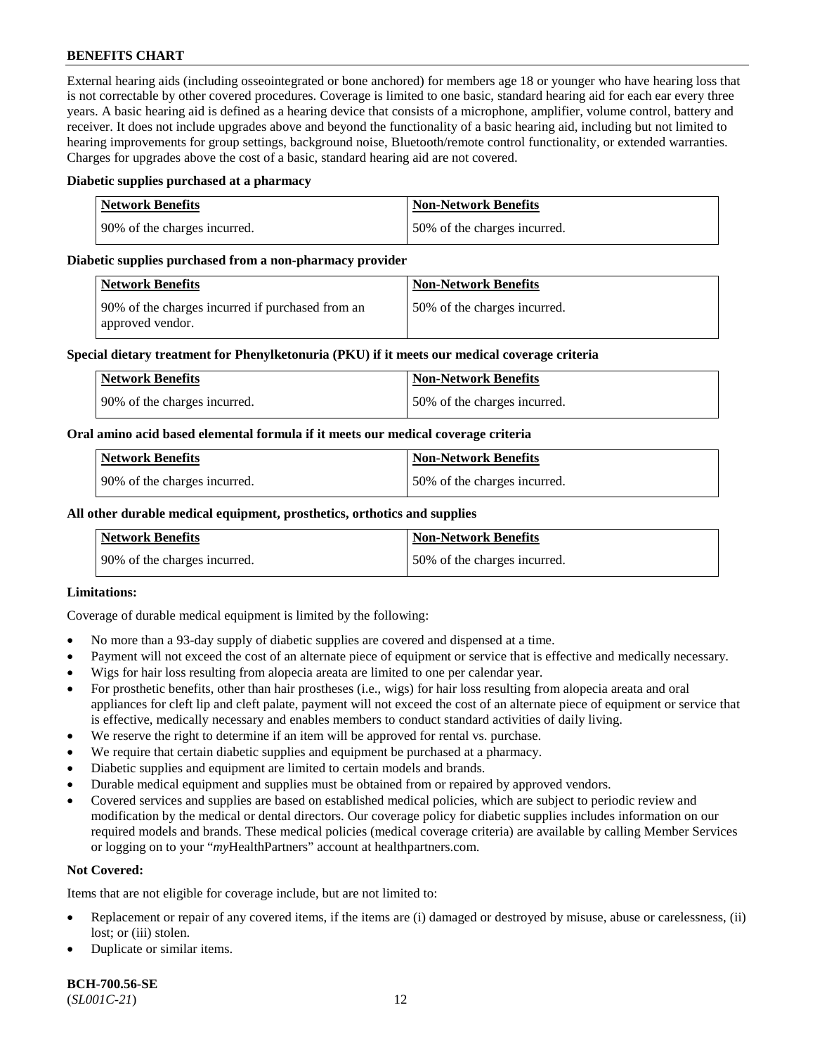External hearing aids (including osseointegrated or bone anchored) for members age 18 or younger who have hearing loss that is not correctable by other covered procedures. Coverage is limited to one basic, standard hearing aid for each ear every three years. A basic hearing aid is defined as a hearing device that consists of a microphone, amplifier, volume control, battery and receiver. It does not include upgrades above and beyond the functionality of a basic hearing aid, including but not limited to hearing improvements for group settings, background noise, Bluetooth/remote control functionality, or extended warranties. Charges for upgrades above the cost of a basic, standard hearing aid are not covered.

**Diabetic supplies purchased at a pharmacy**

| Network Benefits | Non-Network Benefits |
|---|---|
| 90% of the charges incurred. | 50% of the charges incurred. |

**Diabetic supplies purchased from a non-pharmacy provider**

| Network Benefits | Non-Network Benefits |
|---|---|
| 90% of the charges incurred if purchased from an approved vendor. | 50% of the charges incurred. |

**Special dietary treatment for Phenylketonuria (PKU) if it meets our medical coverage criteria**

| Network Benefits | Non-Network Benefits |
|---|---|
| 90% of the charges incurred. | 50% of the charges incurred. |

**Oral amino acid based elemental formula if it meets our medical coverage criteria**

| Network Benefits | Non-Network Benefits |
|---|---|
| 90% of the charges incurred. | 50% of the charges incurred. |

**All other durable medical equipment, prosthetics, orthotics and supplies**

| Network Benefits | Non-Network Benefits |
|---|---|
| 90% of the charges incurred. | 50% of the charges incurred. |

**Limitations:**

Coverage of durable medical equipment is limited by the following:

- No more than a 93-day supply of diabetic supplies are covered and dispensed at a time.
- Payment will not exceed the cost of an alternate piece of equipment or service that is effective and medically necessary.
- Wigs for hair loss resulting from alopecia areata are limited to one per calendar year.
- For prosthetic benefits, other than hair prostheses (i.e., wigs) for hair loss resulting from alopecia areata and oral appliances for cleft lip and cleft palate, payment will not exceed the cost of an alternate piece of equipment or service that is effective, medically necessary and enables members to conduct standard activities of daily living.
- We reserve the right to determine if an item will be approved for rental vs. purchase.
- We require that certain diabetic supplies and equipment be purchased at a pharmacy.
- Diabetic supplies and equipment are limited to certain models and brands.
- Durable medical equipment and supplies must be obtained from or repaired by approved vendors.
- Covered services and supplies are based on established medical policies, which are subject to periodic review and modification by the medical or dental directors. Our coverage policy for diabetic supplies includes information on our required models and brands. These medical policies (medical coverage criteria) are available by calling Member Services or logging on to your "*my*HealthPartners" account at healthpartners.com.

**Not Covered:**

Items that are not eligible for coverage include, but are not limited to:

- Replacement or repair of any covered items, if the items are (i) damaged or destroyed by misuse, abuse or carelessness, (ii) lost; or (iii) stolen.
- Duplicate or similar items.

**BCH-700.56-SE**
(*SL001C-21*)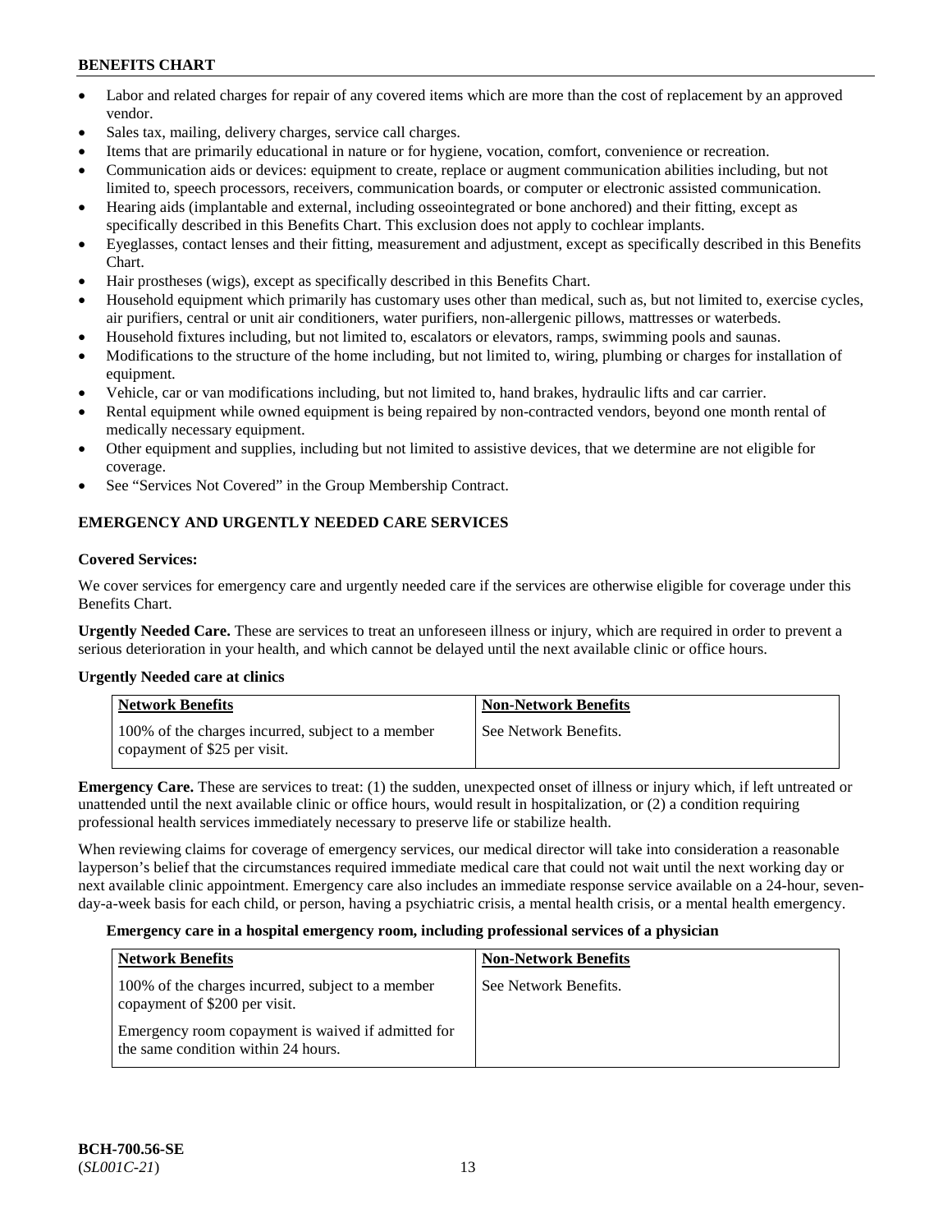- Labor and related charges for repair of any covered items which are more than the cost of replacement by an approved vendor.
- Sales tax, mailing, delivery charges, service call charges.
- Items that are primarily educational in nature or for hygiene, vocation, comfort, convenience or recreation.
- Communication aids or devices: equipment to create, replace or augment communication abilities including, but not limited to, speech processors, receivers, communication boards, or computer or electronic assisted communication.
- Hearing aids (implantable and external, including osseointegrated or bone anchored) and their fitting, except as specifically described in this Benefits Chart. This exclusion does not apply to cochlear implants.
- Eyeglasses, contact lenses and their fitting, measurement and adjustment, except as specifically described in this Benefits Chart.
- Hair prostheses (wigs), except as specifically described in this Benefits Chart.
- Household equipment which primarily has customary uses other than medical, such as, but not limited to, exercise cycles, air purifiers, central or unit air conditioners, water purifiers, non-allergenic pillows, mattresses or waterbeds.
- Household fixtures including, but not limited to, escalators or elevators, ramps, swimming pools and saunas.
- Modifications to the structure of the home including, but not limited to, wiring, plumbing or charges for installation of equipment.
- Vehicle, car or van modifications including, but not limited to, hand brakes, hydraulic lifts and car carrier.
- Rental equipment while owned equipment is being repaired by non-contracted vendors, beyond one month rental of medically necessary equipment.
- Other equipment and supplies, including but not limited to assistive devices, that we determine are not eligible for coverage.
- See "Services Not Covered" in the Group Membership Contract.

## EMERGENCY AND URGENTLY NEEDED CARE SERVICES

**Covered Services:**

We cover services for emergency care and urgently needed care if the services are otherwise eligible for coverage under this Benefits Chart.

**Urgently Needed Care.** These are services to treat an unforeseen illness or injury, which are required in order to prevent a serious deterioration in your health, and which cannot be delayed until the next available clinic or office hours.

**Urgently Needed care at clinics**

| Network Benefits | Non-Network Benefits |
|---|---|
| 100% of the charges incurred, subject to a member copayment of $25 per visit. | See Network Benefits. |

**Emergency Care.** These are services to treat: (1) the sudden, unexpected onset of illness or injury which, if left untreated or unattended until the next available clinic or office hours, would result in hospitalization, or (2) a condition requiring professional health services immediately necessary to preserve life or stabilize health.

When reviewing claims for coverage of emergency services, our medical director will take into consideration a reasonable layperson's belief that the circumstances required immediate medical care that could not wait until the next working day or next available clinic appointment. Emergency care also includes an immediate response service available on a 24-hour, seven-day-a-week basis for each child, or person, having a psychiatric crisis, a mental health crisis, or a mental health emergency.

**Emergency care in a hospital emergency room, including professional services of a physician**

| Network Benefits | Non-Network Benefits |
|---|---|
| 100% of the charges incurred, subject to a member copayment of $200 per visit.<br><br>Emergency room copayment is waived if admitted for the same condition within 24 hours. | See Network Benefits. |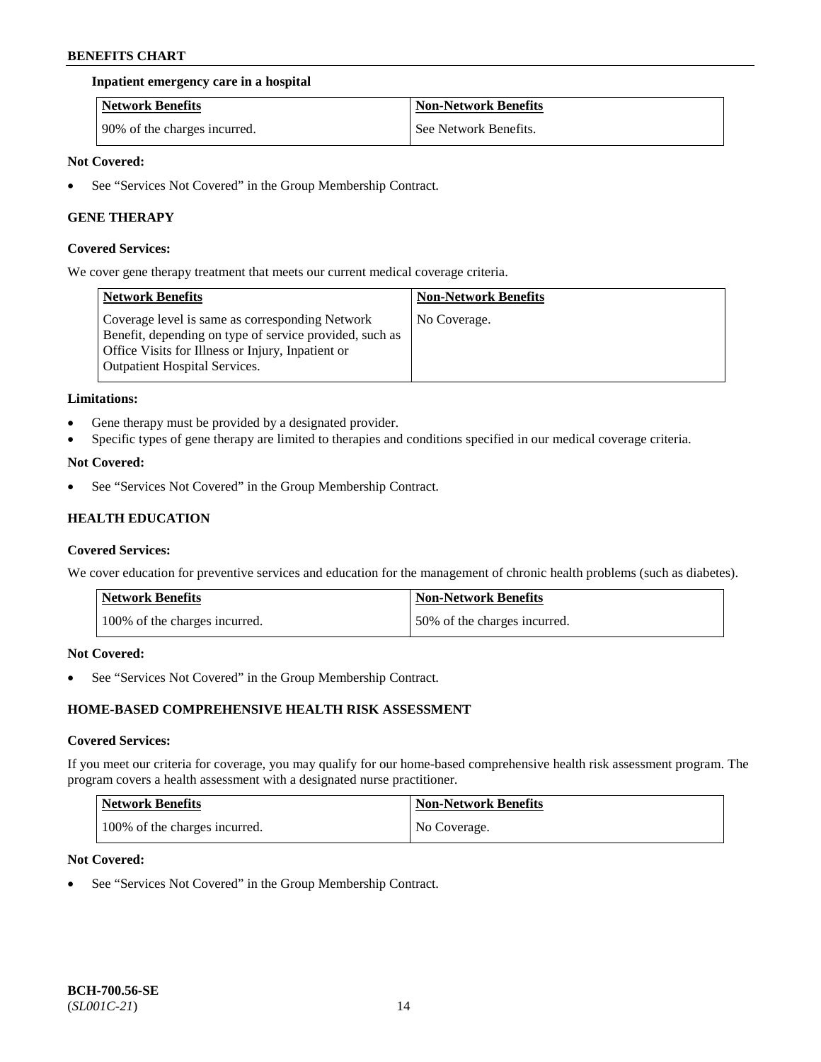**Inpatient emergency care in a hospital**

| Network Benefits | Non-Network Benefits |
| --- | --- |
| 90% of the charges incurred. | See Network Benefits. |

**Not Covered:**

- See "Services Not Covered" in the Group Membership Contract.

## GENE THERAPY

**Covered Services:**

We cover gene therapy treatment that meets our current medical coverage criteria.

| Network Benefits | Non-Network Benefits |
| --- | --- |
| Coverage level is same as corresponding Network Benefit, depending on type of service provided, such as Office Visits for Illness or Injury, Inpatient or Outpatient Hospital Services. | No Coverage. |

**Limitations:**

- Gene therapy must be provided by a designated provider.
- Specific types of gene therapy are limited to therapies and conditions specified in our medical coverage criteria.

**Not Covered:**

- See "Services Not Covered" in the Group Membership Contract.

## HEALTH EDUCATION

**Covered Services:**

We cover education for preventive services and education for the management of chronic health problems (such as diabetes).

| Network Benefits | Non-Network Benefits |
| --- | --- |
| 100% of the charges incurred. | 50% of the charges incurred. |

**Not Covered:**

- See "Services Not Covered" in the Group Membership Contract.

## HOME-BASED COMPREHENSIVE HEALTH RISK ASSESSMENT

**Covered Services:**

If you meet our criteria for coverage, you may qualify for our home-based comprehensive health risk assessment program. The program covers a health assessment with a designated nurse practitioner.

| Network Benefits | Non-Network Benefits |
| --- | --- |
| 100% of the charges incurred. | No Coverage. |

**Not Covered:**

- See "Services Not Covered" in the Group Membership Contract.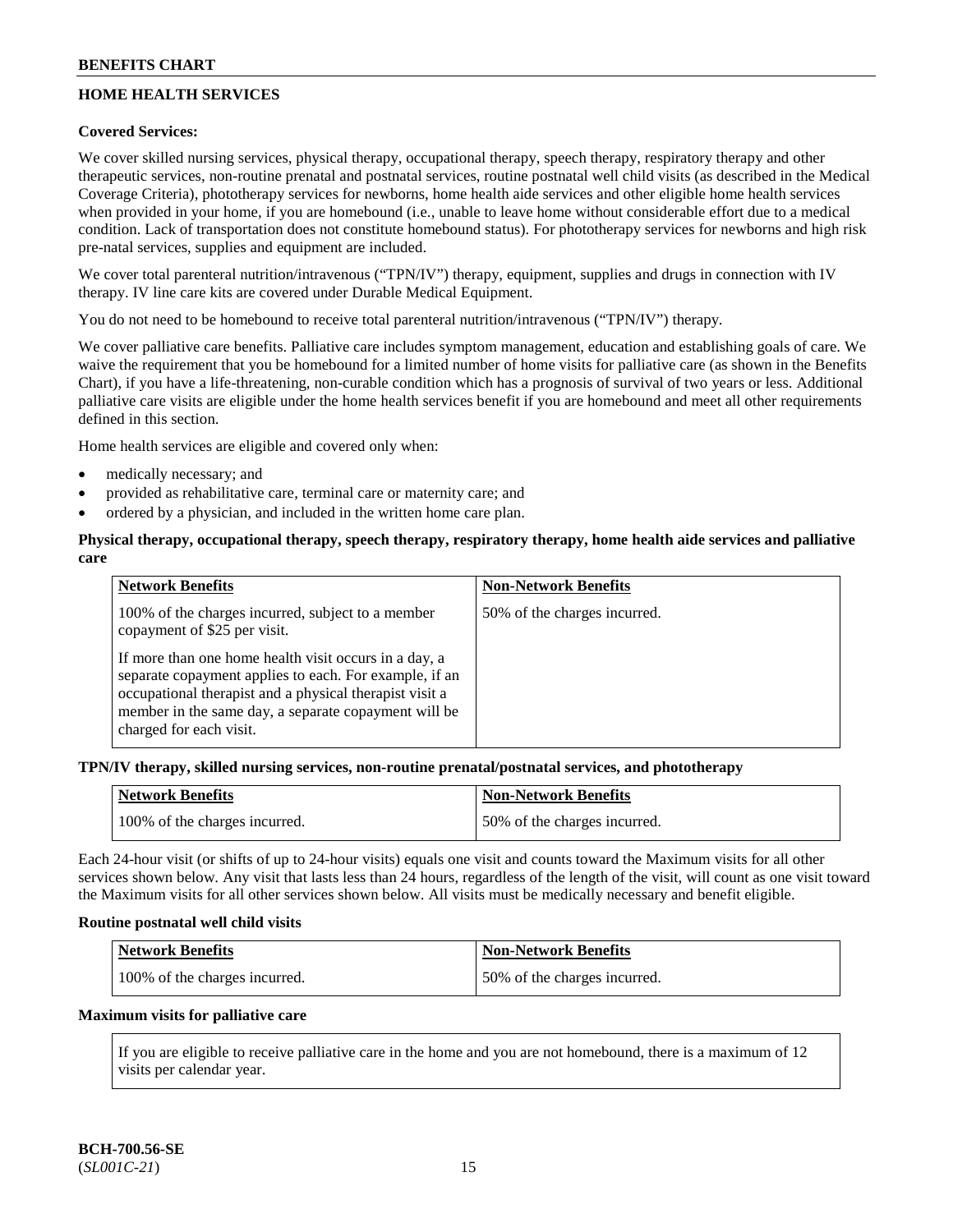## HOME HEALTH SERVICES

**Covered Services:**

We cover skilled nursing services, physical therapy, occupational therapy, speech therapy, respiratory therapy and other therapeutic services, non-routine prenatal and postnatal services, routine postnatal well child visits (as described in the Medical Coverage Criteria), phototherapy services for newborns, home health aide services and other eligible home health services when provided in your home, if you are homebound (i.e., unable to leave home without considerable effort due to a medical condition. Lack of transportation does not constitute homebound status). For phototherapy services for newborns and high risk pre-natal services, supplies and equipment are included.

We cover total parenteral nutrition/intravenous ("TPN/IV") therapy, equipment, supplies and drugs in connection with IV therapy. IV line care kits are covered under Durable Medical Equipment.

You do not need to be homebound to receive total parenteral nutrition/intravenous ("TPN/IV") therapy.

We cover palliative care benefits. Palliative care includes symptom management, education and establishing goals of care. We waive the requirement that you be homebound for a limited number of home visits for palliative care (as shown in the Benefits Chart), if you have a life-threatening, non-curable condition which has a prognosis of survival of two years or less. Additional palliative care visits are eligible under the home health services benefit if you are homebound and meet all other requirements defined in this section.

Home health services are eligible and covered only when:

- medically necessary; and
- provided as rehabilitative care, terminal care or maternity care; and
- ordered by a physician, and included in the written home care plan.

**Physical therapy, occupational therapy, speech therapy, respiratory therapy, home health aide services and palliative care**

| Network Benefits | Non-Network Benefits |
|---|---|
| 100% of the charges incurred, subject to a member copayment of $25 per visit.<br><br>If more than one home health visit occurs in a day, a separate copayment applies to each. For example, if an occupational therapist and a physical therapist visit a member in the same day, a separate copayment will be charged for each visit. | 50% of the charges incurred. |

**TPN/IV therapy, skilled nursing services, non-routine prenatal/postnatal services, and phototherapy**

| Network Benefits | Non-Network Benefits |
|---|---|
| 100% of the charges incurred. | 50% of the charges incurred. |

Each 24-hour visit (or shifts of up to 24-hour visits) equals one visit and counts toward the Maximum visits for all other services shown below. Any visit that lasts less than 24 hours, regardless of the length of the visit, will count as one visit toward the Maximum visits for all other services shown below. All visits must be medically necessary and benefit eligible.

**Routine postnatal well child visits**

| Network Benefits | Non-Network Benefits |
|---|---|
| 100% of the charges incurred. | 50% of the charges incurred. |

**Maximum visits for palliative care**

| If you are eligible to receive palliative care in the home and you are not homebound, there is a maximum of 12 visits per calendar year. |
|---|

BCH-700.56-SE
(*SL001C-21*)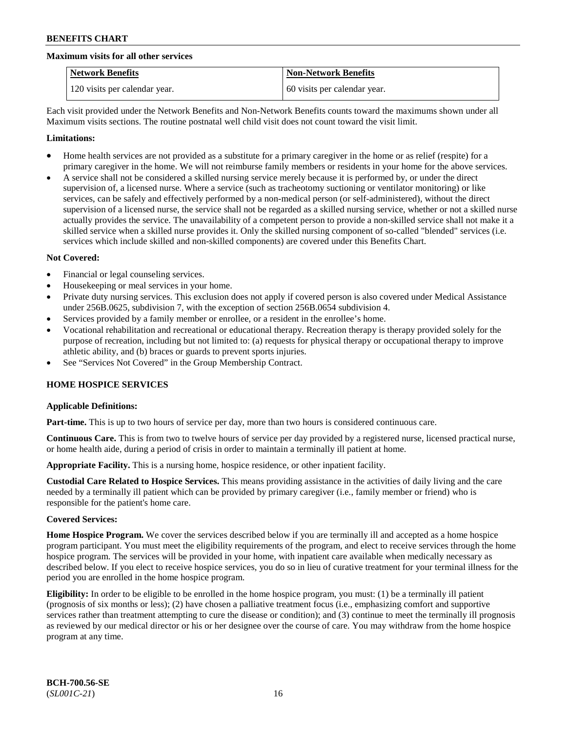**Maximum visits for all other services**

| Network Benefits | Non-Network Benefits |
| --- | --- |
| 120 visits per calendar year. | 60 visits per calendar year. |

Each visit provided under the Network Benefits and Non-Network Benefits counts toward the maximums shown under all Maximum visits sections. The routine postnatal well child visit does not count toward the visit limit.

**Limitations:**

- Home health services are not provided as a substitute for a primary caregiver in the home or as relief (respite) for a primary caregiver in the home. We will not reimburse family members or residents in your home for the above services.
- A service shall not be considered a skilled nursing service merely because it is performed by, or under the direct supervision of, a licensed nurse. Where a service (such as tracheotomy suctioning or ventilator monitoring) or like services, can be safely and effectively performed by a non-medical person (or self-administered), without the direct supervision of a licensed nurse, the service shall not be regarded as a skilled nursing service, whether or not a skilled nurse actually provides the service. The unavailability of a competent person to provide a non-skilled service shall not make it a skilled service when a skilled nurse provides it. Only the skilled nursing component of so-called "blended" services (i.e. services which include skilled and non-skilled components) are covered under this Benefits Chart.

**Not Covered:**

- Financial or legal counseling services.
- Housekeeping or meal services in your home.
- Private duty nursing services. This exclusion does not apply if covered person is also covered under Medical Assistance under 256B.0625, subdivision 7, with the exception of section 256B.0654 subdivision 4.
- Services provided by a family member or enrollee, or a resident in the enrollee's home.
- Vocational rehabilitation and recreational or educational therapy. Recreation therapy is therapy provided solely for the purpose of recreation, including but not limited to: (a) requests for physical therapy or occupational therapy to improve athletic ability, and (b) braces or guards to prevent sports injuries.
- See "Services Not Covered" in the Group Membership Contract.

## HOME HOSPICE SERVICES

**Applicable Definitions:**

**Part-time.** This is up to two hours of service per day, more than two hours is considered continuous care.

**Continuous Care.** This is from two to twelve hours of service per day provided by a registered nurse, licensed practical nurse, or home health aide, during a period of crisis in order to maintain a terminally ill patient at home.

**Appropriate Facility.** This is a nursing home, hospice residence, or other inpatient facility.

**Custodial Care Related to Hospice Services.** This means providing assistance in the activities of daily living and the care needed by a terminally ill patient which can be provided by primary caregiver (i.e., family member or friend) who is responsible for the patient's home care.

**Covered Services:**

**Home Hospice Program.** We cover the services described below if you are terminally ill and accepted as a home hospice program participant. You must meet the eligibility requirements of the program, and elect to receive services through the home hospice program. The services will be provided in your home, with inpatient care available when medically necessary as described below. If you elect to receive hospice services, you do so in lieu of curative treatment for your terminal illness for the period you are enrolled in the home hospice program.

**Eligibility:** In order to be eligible to be enrolled in the home hospice program, you must: (1) be a terminally ill patient (prognosis of six months or less); (2) have chosen a palliative treatment focus (i.e., emphasizing comfort and supportive services rather than treatment attempting to cure the disease or condition); and (3) continue to meet the terminally ill prognosis as reviewed by our medical director or his or her designee over the course of care. You may withdraw from the home hospice program at any time.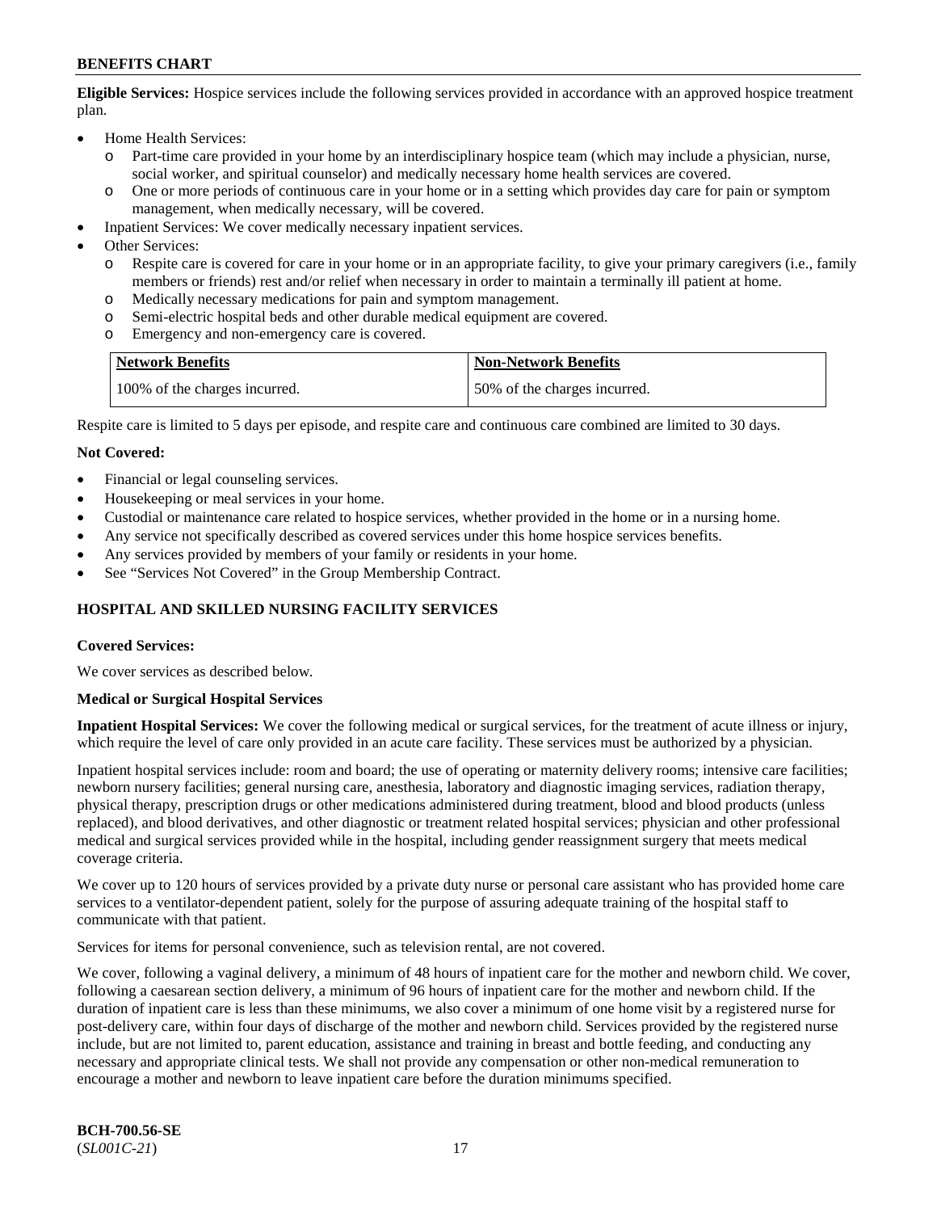**Eligible Services:** Hospice services include the following services provided in accordance with an approved hospice treatment plan.

- Home Health Services:
  - Part-time care provided in your home by an interdisciplinary hospice team (which may include a physician, nurse, social worker, and spiritual counselor) and medically necessary home health services are covered.
  - One or more periods of continuous care in your home or in a setting which provides day care for pain or symptom management, when medically necessary, will be covered.
- Inpatient Services: We cover medically necessary inpatient services.
- Other Services:
  - Respite care is covered for care in your home or in an appropriate facility, to give your primary caregivers (i.e., family members or friends) rest and/or relief when necessary in order to maintain a terminally ill patient at home.
  - Medically necessary medications for pain and symptom management.
  - Semi-electric hospital beds and other durable medical equipment are covered.
  - Emergency and non-emergency care is covered.

| Network Benefits | Non-Network Benefits |
|---|---|
| 100% of the charges incurred. | 50% of the charges incurred. |

Respite care is limited to 5 days per episode, and respite care and continuous care combined are limited to 30 days.

**Not Covered:**

- Financial or legal counseling services.
- Housekeeping or meal services in your home.
- Custodial or maintenance care related to hospice services, whether provided in the home or in a nursing home.
- Any service not specifically described as covered services under this home hospice services benefits.
- Any services provided by members of your family or residents in your home.
- See "Services Not Covered" in the Group Membership Contract.

## HOSPITAL AND SKILLED NURSING FACILITY SERVICES

**Covered Services:**

We cover services as described below.

**Medical or Surgical Hospital Services**

**Inpatient Hospital Services:** We cover the following medical or surgical services, for the treatment of acute illness or injury, which require the level of care only provided in an acute care facility. These services must be authorized by a physician.

Inpatient hospital services include: room and board; the use of operating or maternity delivery rooms; intensive care facilities; newborn nursery facilities; general nursing care, anesthesia, laboratory and diagnostic imaging services, radiation therapy, physical therapy, prescription drugs or other medications administered during treatment, blood and blood products (unless replaced), and blood derivatives, and other diagnostic or treatment related hospital services; physician and other professional medical and surgical services provided while in the hospital, including gender reassignment surgery that meets medical coverage criteria.

We cover up to 120 hours of services provided by a private duty nurse or personal care assistant who has provided home care services to a ventilator-dependent patient, solely for the purpose of assuring adequate training of the hospital staff to communicate with that patient.

Services for items for personal convenience, such as television rental, are not covered.

We cover, following a vaginal delivery, a minimum of 48 hours of inpatient care for the mother and newborn child. We cover, following a caesarean section delivery, a minimum of 96 hours of inpatient care for the mother and newborn child. If the duration of inpatient care is less than these minimums, we also cover a minimum of one home visit by a registered nurse for post-delivery care, within four days of discharge of the mother and newborn child. Services provided by the registered nurse include, but are not limited to, parent education, assistance and training in breast and bottle feeding, and conducting any necessary and appropriate clinical tests. We shall not provide any compensation or other non-medical remuneration to encourage a mother and newborn to leave inpatient care before the duration minimums specified.

**BCH-700.56-SE**
(*SL001C-21*)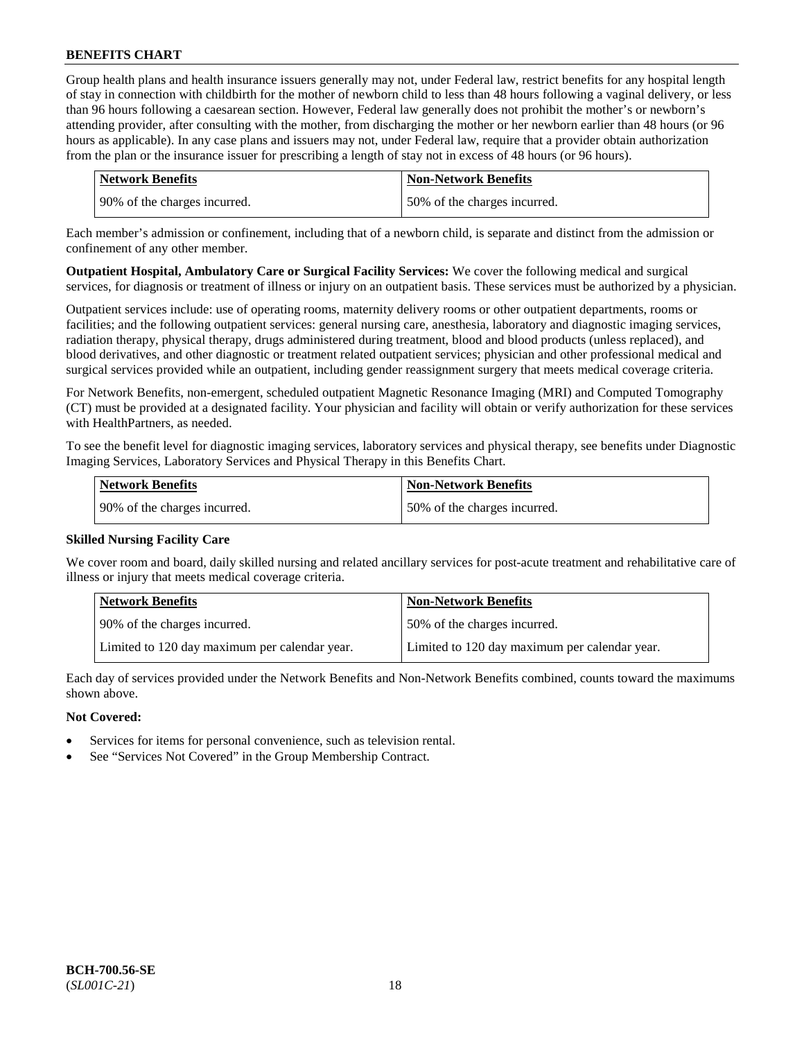Group health plans and health insurance issuers generally may not, under Federal law, restrict benefits for any hospital length of stay in connection with childbirth for the mother of newborn child to less than 48 hours following a vaginal delivery, or less than 96 hours following a caesarean section. However, Federal law generally does not prohibit the mother's or newborn's attending provider, after consulting with the mother, from discharging the mother or her newborn earlier than 48 hours (or 96 hours as applicable). In any case plans and issuers may not, under Federal law, require that a provider obtain authorization from the plan or the insurance issuer for prescribing a length of stay not in excess of 48 hours (or 96 hours).

| Network Benefits | Non-Network Benefits |
|---|---|
| 90% of the charges incurred. | 50% of the charges incurred. |

Each member's admission or confinement, including that of a newborn child, is separate and distinct from the admission or confinement of any other member.

**Outpatient Hospital, Ambulatory Care or Surgical Facility Services:** We cover the following medical and surgical services, for diagnosis or treatment of illness or injury on an outpatient basis. These services must be authorized by a physician.

Outpatient services include: use of operating rooms, maternity delivery rooms or other outpatient departments, rooms or facilities; and the following outpatient services: general nursing care, anesthesia, laboratory and diagnostic imaging services, radiation therapy, physical therapy, drugs administered during treatment, blood and blood products (unless replaced), and blood derivatives, and other diagnostic or treatment related outpatient services; physician and other professional medical and surgical services provided while an outpatient, including gender reassignment surgery that meets medical coverage criteria.

For Network Benefits, non-emergent, scheduled outpatient Magnetic Resonance Imaging (MRI) and Computed Tomography (CT) must be provided at a designated facility. Your physician and facility will obtain or verify authorization for these services with HealthPartners, as needed.

To see the benefit level for diagnostic imaging services, laboratory services and physical therapy, see benefits under Diagnostic Imaging Services, Laboratory Services and Physical Therapy in this Benefits Chart.

| Network Benefits | Non-Network Benefits |
|---|---|
| 90% of the charges incurred. | 50% of the charges incurred. |

### Skilled Nursing Facility Care

We cover room and board, daily skilled nursing and related ancillary services for post-acute treatment and rehabilitative care of illness or injury that meets medical coverage criteria.

| Network Benefits | Non-Network Benefits |
|---|---|
| 90% of the charges incurred. | 50% of the charges incurred. |
| Limited to 120 day maximum per calendar year. | Limited to 120 day maximum per calendar year. |

Each day of services provided under the Network Benefits and Non-Network Benefits combined, counts toward the maximums shown above.

**Not Covered:**

- Services for items for personal convenience, such as television rental.
- See "Services Not Covered" in the Group Membership Contract.

BCH-700.56-SE
(*SL001C-21*)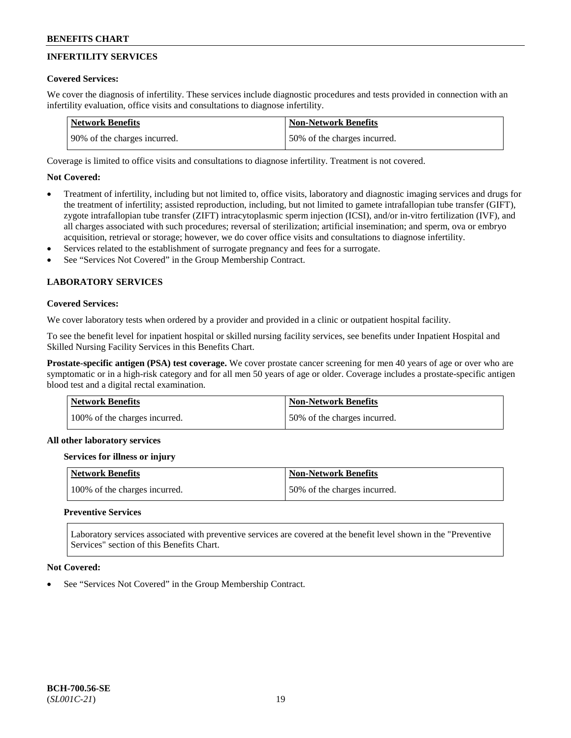## INFERTILITY SERVICES

**Covered Services:**

We cover the diagnosis of infertility. These services include diagnostic procedures and tests provided in connection with an infertility evaluation, office visits and consultations to diagnose infertility.

| Network Benefits | Non-Network Benefits |
|---|---|
| 90% of the charges incurred. | 50% of the charges incurred. |

Coverage is limited to office visits and consultations to diagnose infertility. Treatment is not covered.

**Not Covered:**

- Treatment of infertility, including but not limited to, office visits, laboratory and diagnostic imaging services and drugs for the treatment of infertility; assisted reproduction, including, but not limited to gamete intrafallopian tube transfer (GIFT), zygote intrafallopian tube transfer (ZIFT) intracytoplasmic sperm injection (ICSI), and/or in-vitro fertilization (IVF), and all charges associated with such procedures; reversal of sterilization; artificial insemination; and sperm, ova or embryo acquisition, retrieval or storage; however, we do cover office visits and consultations to diagnose infertility.
- Services related to the establishment of surrogate pregnancy and fees for a surrogate.
- See "Services Not Covered" in the Group Membership Contract.

## LABORATORY SERVICES

**Covered Services:**

We cover laboratory tests when ordered by a provider and provided in a clinic or outpatient hospital facility.

To see the benefit level for inpatient hospital or skilled nursing facility services, see benefits under Inpatient Hospital and Skilled Nursing Facility Services in this Benefits Chart.

**Prostate-specific antigen (PSA) test coverage.** We cover prostate cancer screening for men 40 years of age or over who are symptomatic or in a high-risk category and for all men 50 years of age or older. Coverage includes a prostate-specific antigen blood test and a digital rectal examination.

| Network Benefits | Non-Network Benefits |
|---|---|
| 100% of the charges incurred. | 50% of the charges incurred. |

**All other laboratory services**

**Services for illness or injury**

| Network Benefits | Non-Network Benefits |
|---|---|
| 100% of the charges incurred. | 50% of the charges incurred. |

**Preventive Services**

Laboratory services associated with preventive services are covered at the benefit level shown in the "Preventive Services" section of this Benefits Chart.

**Not Covered:**

- See "Services Not Covered" in the Group Membership Contract.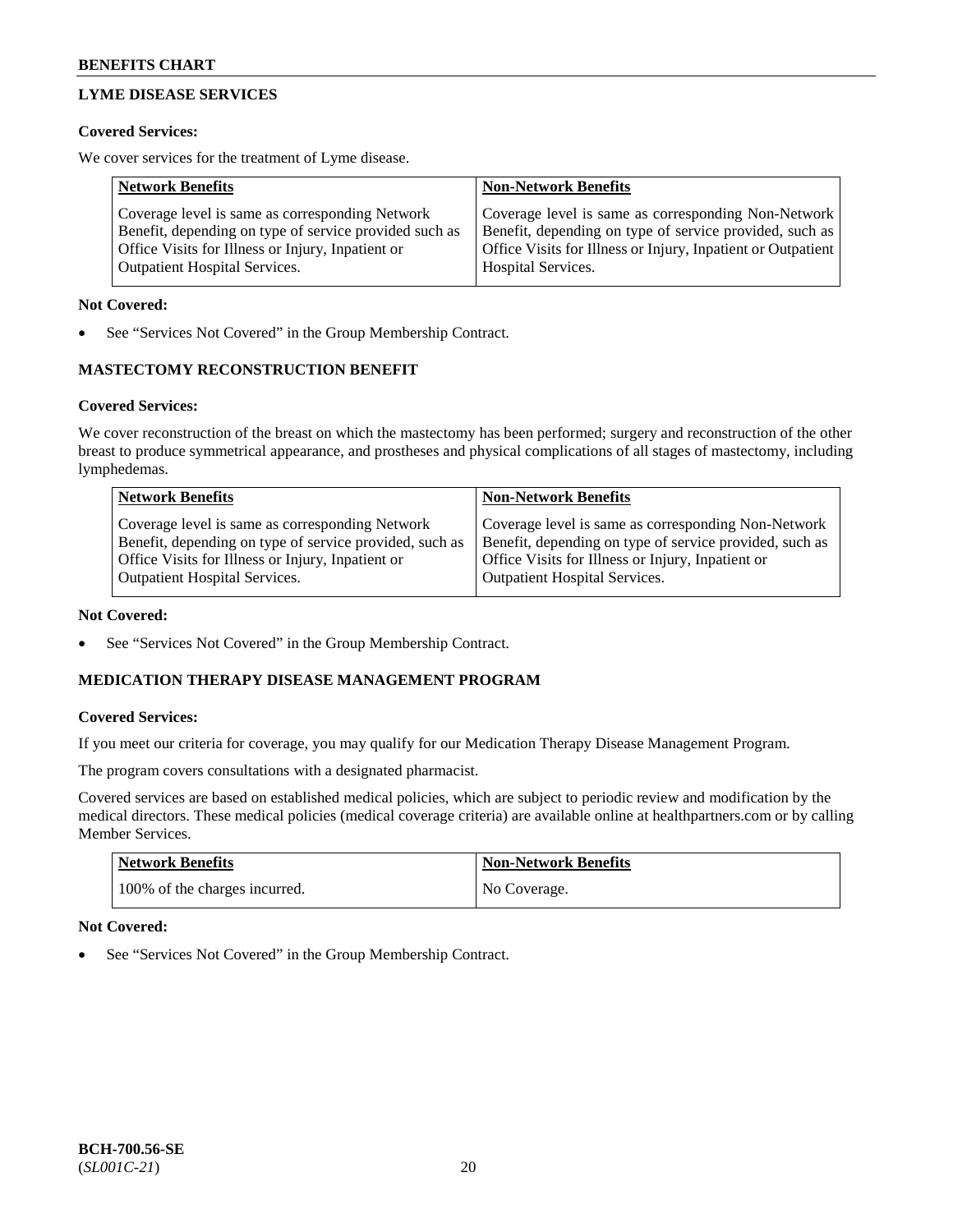## LYME DISEASE SERVICES

**Covered Services:**

We cover services for the treatment of Lyme disease.

| Network Benefits | Non-Network Benefits |
| --- | --- |
| Coverage level is same as corresponding Network Benefit, depending on type of service provided such as Office Visits for Illness or Injury, Inpatient or Outpatient Hospital Services. | Coverage level is same as corresponding Non-Network Benefit, depending on type of service provided, such as Office Visits for Illness or Injury, Inpatient or Outpatient Hospital Services. |

**Not Covered:**

- See "Services Not Covered" in the Group Membership Contract.

## MASTECTOMY RECONSTRUCTION BENEFIT

**Covered Services:**

We cover reconstruction of the breast on which the mastectomy has been performed; surgery and reconstruction of the other breast to produce symmetrical appearance, and prostheses and physical complications of all stages of mastectomy, including lymphedemas.

| Network Benefits | Non-Network Benefits |
| --- | --- |
| Coverage level is same as corresponding Network Benefit, depending on type of service provided, such as Office Visits for Illness or Injury, Inpatient or Outpatient Hospital Services. | Coverage level is same as corresponding Non-Network Benefit, depending on type of service provided, such as Office Visits for Illness or Injury, Inpatient or Outpatient Hospital Services. |

**Not Covered:**

- See "Services Not Covered" in the Group Membership Contract.

## MEDICATION THERAPY DISEASE MANAGEMENT PROGRAM

**Covered Services:**

If you meet our criteria for coverage, you may qualify for our Medication Therapy Disease Management Program.

The program covers consultations with a designated pharmacist.

Covered services are based on established medical policies, which are subject to periodic review and modification by the medical directors. These medical policies (medical coverage criteria) are available online at healthpartners.com or by calling Member Services.

| Network Benefits | Non-Network Benefits |
| --- | --- |
| 100% of the charges incurred. | No Coverage. |

**Not Covered:**

- See "Services Not Covered" in the Group Membership Contract.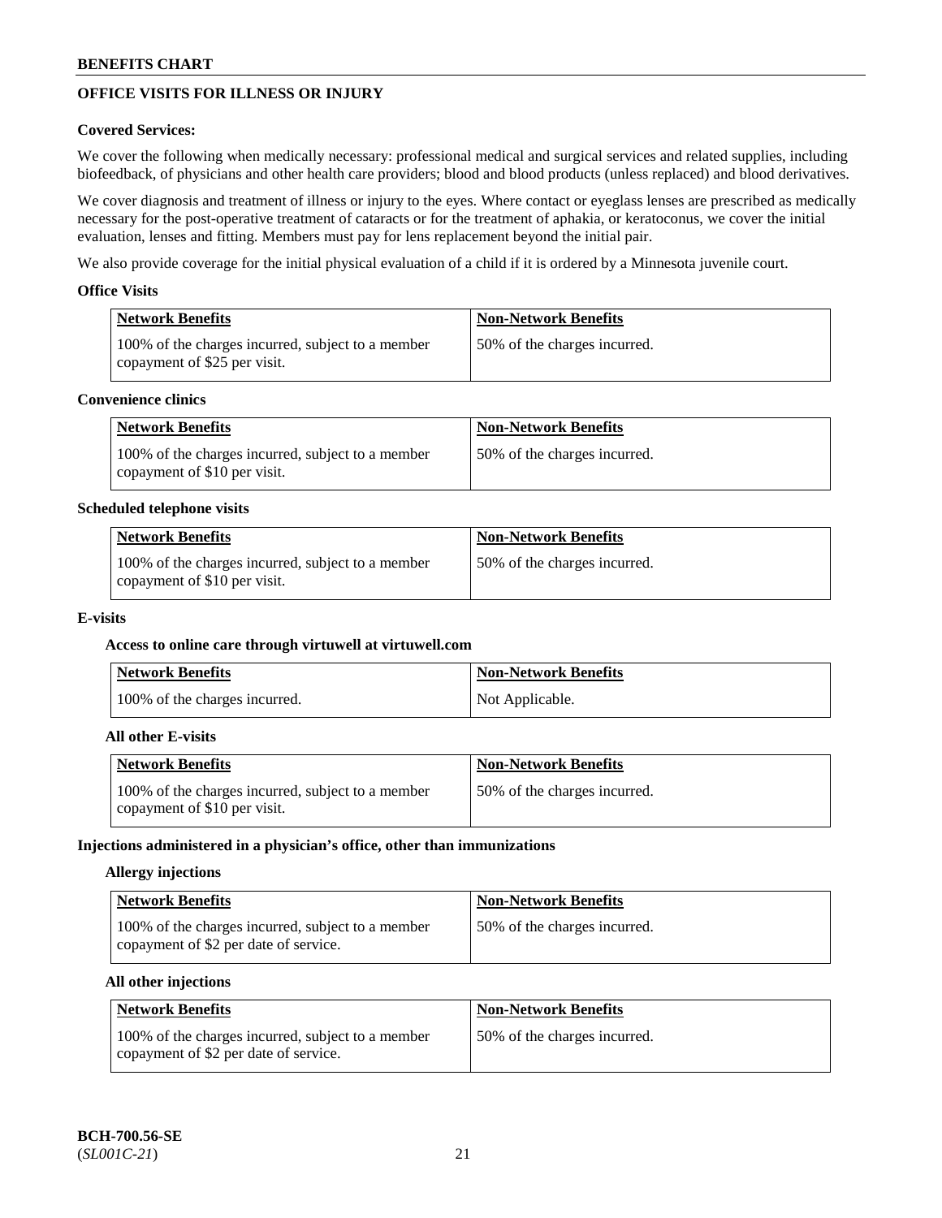## OFFICE VISITS FOR ILLNESS OR INJURY

**Covered Services:**

We cover the following when medically necessary: professional medical and surgical services and related supplies, including biofeedback, of physicians and other health care providers; blood and blood products (unless replaced) and blood derivatives.

We cover diagnosis and treatment of illness or injury to the eyes. Where contact or eyeglass lenses are prescribed as medically necessary for the post-operative treatment of cataracts or for the treatment of aphakia, or keratoconus, we cover the initial evaluation, lenses and fitting. Members must pay for lens replacement beyond the initial pair.

We also provide coverage for the initial physical evaluation of a child if it is ordered by a Minnesota juvenile court.

**Office Visits**

| Network Benefits | Non-Network Benefits |
|---|---|
| 100% of the charges incurred, subject to a member copayment of $25 per visit. | 50% of the charges incurred. |

**Convenience clinics**

| Network Benefits | Non-Network Benefits |
|---|---|
| 100% of the charges incurred, subject to a member copayment of $10 per visit. | 50% of the charges incurred. |

**Scheduled telephone visits**

| Network Benefits | Non-Network Benefits |
|---|---|
| 100% of the charges incurred, subject to a member copayment of $10 per visit. | 50% of the charges incurred. |

**E-visits**

**Access to online care through virtuwell at virtuwell.com**

| Network Benefits | Non-Network Benefits |
|---|---|
| 100% of the charges incurred. | Not Applicable. |

**All other E-visits**

| Network Benefits | Non-Network Benefits |
|---|---|
| 100% of the charges incurred, subject to a member copayment of $10 per visit. | 50% of the charges incurred. |

**Injections administered in a physician's office, other than immunizations**

**Allergy injections**

| Network Benefits | Non-Network Benefits |
|---|---|
| 100% of the charges incurred, subject to a member copayment of $2 per date of service. | 50% of the charges incurred. |

**All other injections**

| Network Benefits | Non-Network Benefits |
|---|---|
| 100% of the charges incurred, subject to a member copayment of $2 per date of service. | 50% of the charges incurred. |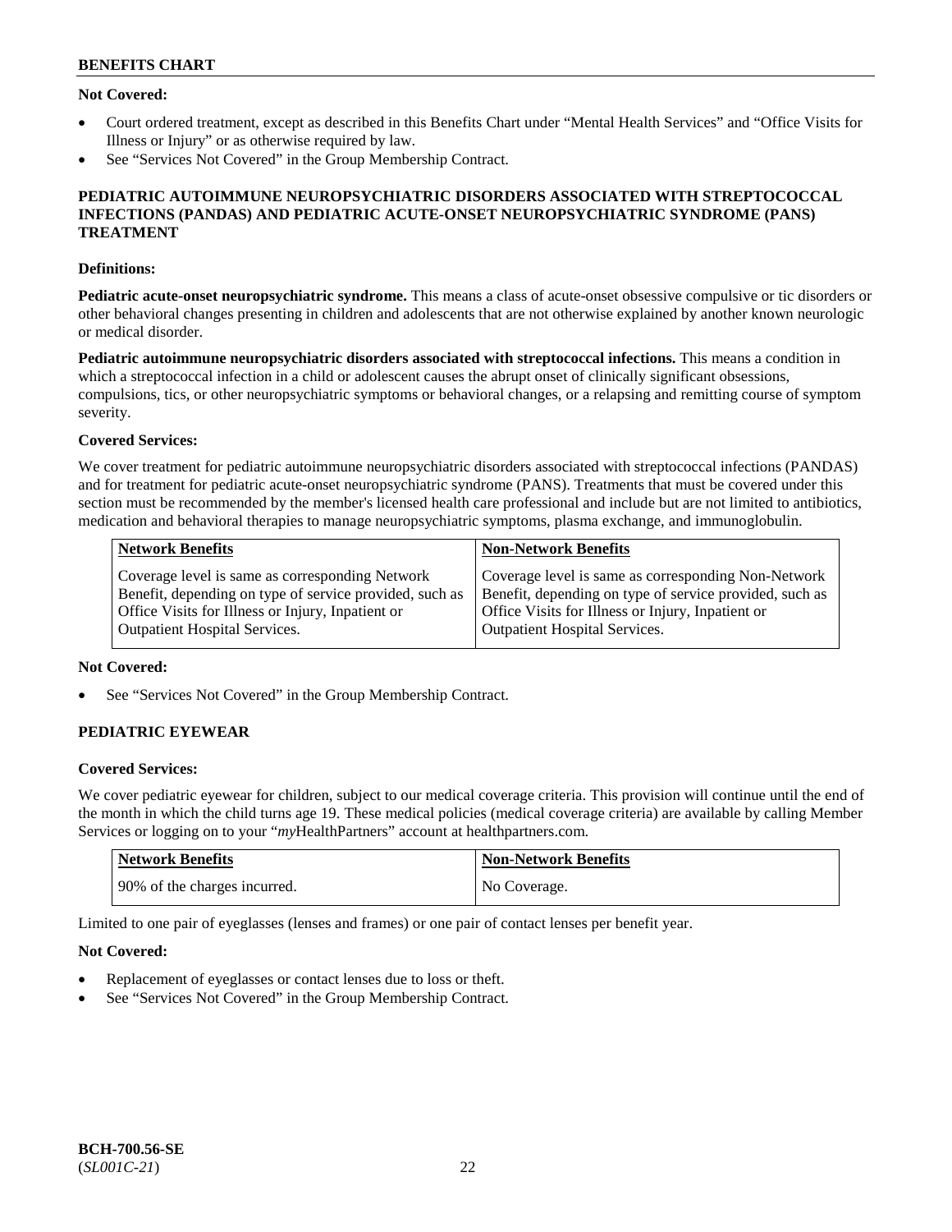**Not Covered:**

- Court ordered treatment, except as described in this Benefits Chart under "Mental Health Services" and "Office Visits for Illness or Injury" or as otherwise required by law.
- See "Services Not Covered" in the Group Membership Contract.

### PEDIATRIC AUTOIMMUNE NEUROPSYCHIATRIC DISORDERS ASSOCIATED WITH STREPTOCOCCAL INFECTIONS (PANDAS) AND PEDIATRIC ACUTE-ONSET NEUROPSYCHIATRIC SYNDROME (PANS) TREATMENT

**Definitions:**

**Pediatric acute-onset neuropsychiatric syndrome.** This means a class of acute-onset obsessive compulsive or tic disorders or other behavioral changes presenting in children and adolescents that are not otherwise explained by another known neurologic or medical disorder.

**Pediatric autoimmune neuropsychiatric disorders associated with streptococcal infections.** This means a condition in which a streptococcal infection in a child or adolescent causes the abrupt onset of clinically significant obsessions, compulsions, tics, or other neuropsychiatric symptoms or behavioral changes, or a relapsing and remitting course of symptom severity.

**Covered Services:**

We cover treatment for pediatric autoimmune neuropsychiatric disorders associated with streptococcal infections (PANDAS) and for treatment for pediatric acute-onset neuropsychiatric syndrome (PANS). Treatments that must be covered under this section must be recommended by the member's licensed health care professional and include but are not limited to antibiotics, medication and behavioral therapies to manage neuropsychiatric symptoms, plasma exchange, and immunoglobulin.

| Network Benefits | Non-Network Benefits |
|---|---|
| Coverage level is same as corresponding Network Benefit, depending on type of service provided, such as Office Visits for Illness or Injury, Inpatient or Outpatient Hospital Services. | Coverage level is same as corresponding Non-Network Benefit, depending on type of service provided, such as Office Visits for Illness or Injury, Inpatient or Outpatient Hospital Services. |

**Not Covered:**

- See "Services Not Covered" in the Group Membership Contract.

### PEDIATRIC EYEWEAR

**Covered Services:**

We cover pediatric eyewear for children, subject to our medical coverage criteria. This provision will continue until the end of the month in which the child turns age 19. These medical policies (medical coverage criteria) are available by calling Member Services or logging on to your "*my*HealthPartners" account at healthpartners.com.

| Network Benefits | Non-Network Benefits |
|---|---|
| 90% of the charges incurred. | No Coverage. |

Limited to one pair of eyeglasses (lenses and frames) or one pair of contact lenses per benefit year.

**Not Covered:**

- Replacement of eyeglasses or contact lenses due to loss or theft.
- See "Services Not Covered" in the Group Membership Contract.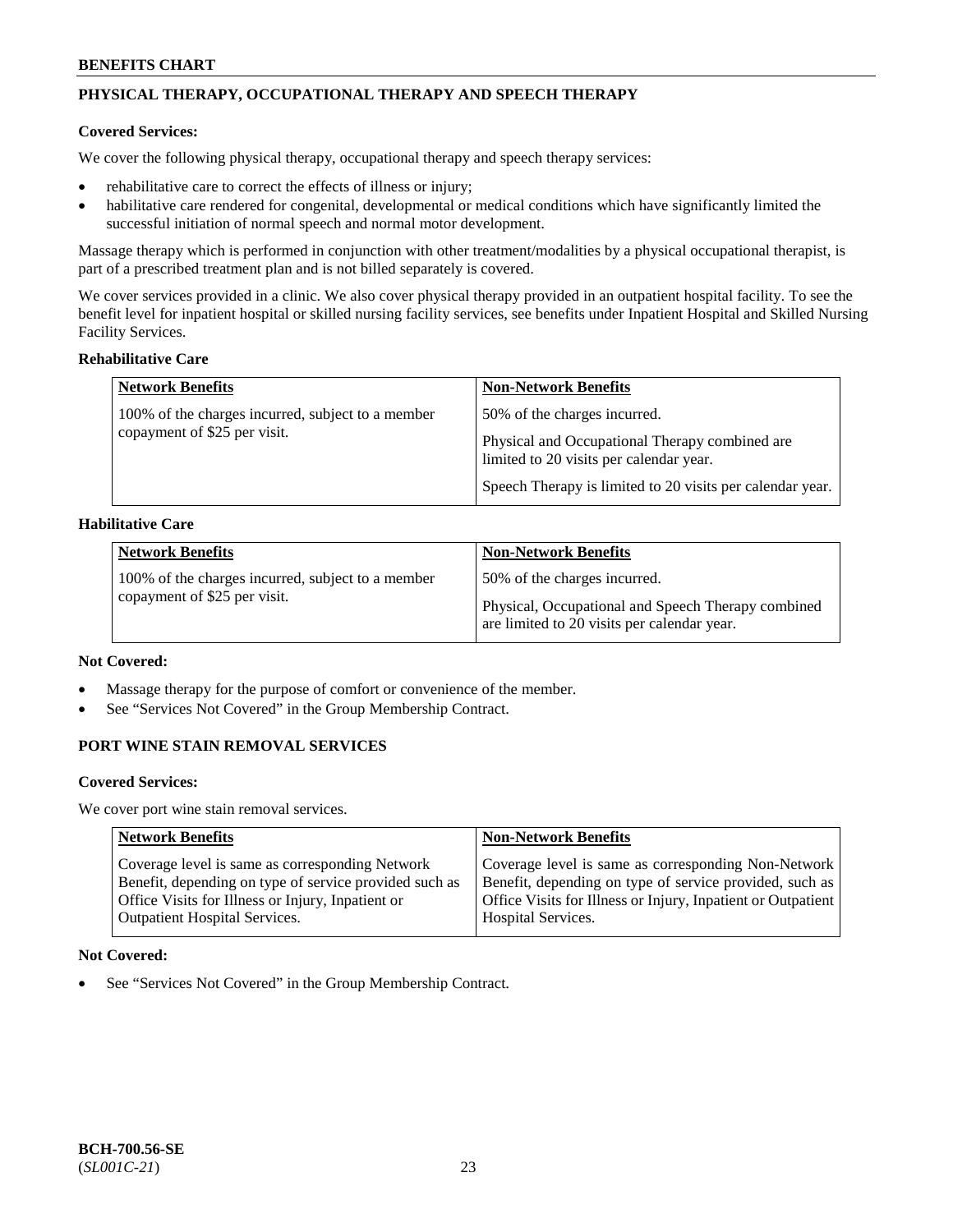## PHYSICAL THERAPY, OCCUPATIONAL THERAPY AND SPEECH THERAPY

**Covered Services:**

We cover the following physical therapy, occupational therapy and speech therapy services:

- rehabilitative care to correct the effects of illness or injury;
- habilitative care rendered for congenital, developmental or medical conditions which have significantly limited the successful initiation of normal speech and normal motor development.

Massage therapy which is performed in conjunction with other treatment/modalities by a physical occupational therapist, is part of a prescribed treatment plan and is not billed separately is covered.

We cover services provided in a clinic. We also cover physical therapy provided in an outpatient hospital facility. To see the benefit level for inpatient hospital or skilled nursing facility services, see benefits under Inpatient Hospital and Skilled Nursing Facility Services.

**Rehabilitative Care**

| Network Benefits | Non-Network Benefits |
|---|---|
| 100% of the charges incurred, subject to a member copayment of $25 per visit. | 50% of the charges incurred.<br><br>Physical and Occupational Therapy combined are limited to 20 visits per calendar year.<br><br>Speech Therapy is limited to 20 visits per calendar year. |

**Habilitative Care**

| Network Benefits | Non-Network Benefits |
|---|---|
| 100% of the charges incurred, subject to a member copayment of $25 per visit. | 50% of the charges incurred.<br><br>Physical, Occupational and Speech Therapy combined are limited to 20 visits per calendar year. |

**Not Covered:**

- Massage therapy for the purpose of comfort or convenience of the member.
- See "Services Not Covered" in the Group Membership Contract.

## PORT WINE STAIN REMOVAL SERVICES

**Covered Services:**

We cover port wine stain removal services.

| Network Benefits | Non-Network Benefits |
|---|---|
| Coverage level is same as corresponding Network Benefit, depending on type of service provided such as Office Visits for Illness or Injury, Inpatient or Outpatient Hospital Services. | Coverage level is same as corresponding Non-Network Benefit, depending on type of service provided, such as Office Visits for Illness or Injury, Inpatient or Outpatient Hospital Services. |

**Not Covered:**

- See "Services Not Covered" in the Group Membership Contract.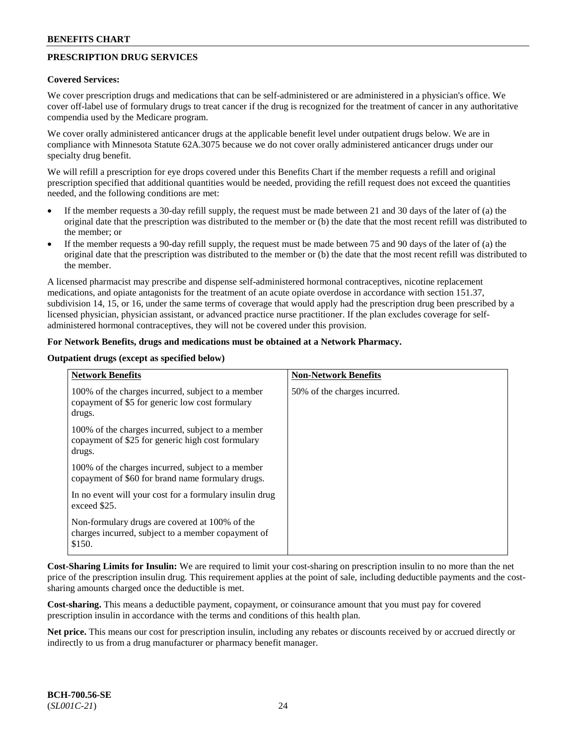## PRESCRIPTION DRUG SERVICES

**Covered Services:**

We cover prescription drugs and medications that can be self-administered or are administered in a physician's office. We cover off-label use of formulary drugs to treat cancer if the drug is recognized for the treatment of cancer in any authoritative compendia used by the Medicare program.

We cover orally administered anticancer drugs at the applicable benefit level under outpatient drugs below. We are in compliance with Minnesota Statute 62A.3075 because we do not cover orally administered anticancer drugs under our specialty drug benefit.

We will refill a prescription for eye drops covered under this Benefits Chart if the member requests a refill and original prescription specified that additional quantities would be needed, providing the refill request does not exceed the quantities needed, and the following conditions are met:

- If the member requests a 30-day refill supply, the request must be made between 21 and 30 days of the later of (a) the original date that the prescription was distributed to the member or (b) the date that the most recent refill was distributed to the member; or
- If the member requests a 90-day refill supply, the request must be made between 75 and 90 days of the later of (a) the original date that the prescription was distributed to the member or (b) the date that the most recent refill was distributed to the member.

A licensed pharmacist may prescribe and dispense self-administered hormonal contraceptives, nicotine replacement medications, and opiate antagonists for the treatment of an acute opiate overdose in accordance with section 151.37, subdivision 14, 15, or 16, under the same terms of coverage that would apply had the prescription drug been prescribed by a licensed physician, physician assistant, or advanced practice nurse practitioner. If the plan excludes coverage for self-administered hormonal contraceptives, they will not be covered under this provision.

**For Network Benefits, drugs and medications must be obtained at a Network Pharmacy.**

**Outpatient drugs (except as specified below)**

| Network Benefits | Non-Network Benefits |
|---|---|
| 100% of the charges incurred, subject to a member copayment of $5 for generic low cost formulary drugs.<br><br>100% of the charges incurred, subject to a member copayment of $25 for generic high cost formulary drugs.<br><br>100% of the charges incurred, subject to a member copayment of $60 for brand name formulary drugs.<br><br>In no event will your cost for a formulary insulin drug exceed $25.<br><br>Non-formulary drugs are covered at 100% of the charges incurred, subject to a member copayment of $150. | 50% of the charges incurred. |

**Cost-Sharing Limits for Insulin:** We are required to limit your cost-sharing on prescription insulin to no more than the net price of the prescription insulin drug. This requirement applies at the point of sale, including deductible payments and the cost-sharing amounts charged once the deductible is met.

**Cost-sharing.** This means a deductible payment, copayment, or coinsurance amount that you must pay for covered prescription insulin in accordance with the terms and conditions of this health plan.

**Net price.** This means our cost for prescription insulin, including any rebates or discounts received by or accrued directly or indirectly to us from a drug manufacturer or pharmacy benefit manager.

**BCH-700.56-SE**
(*SL001C-21*)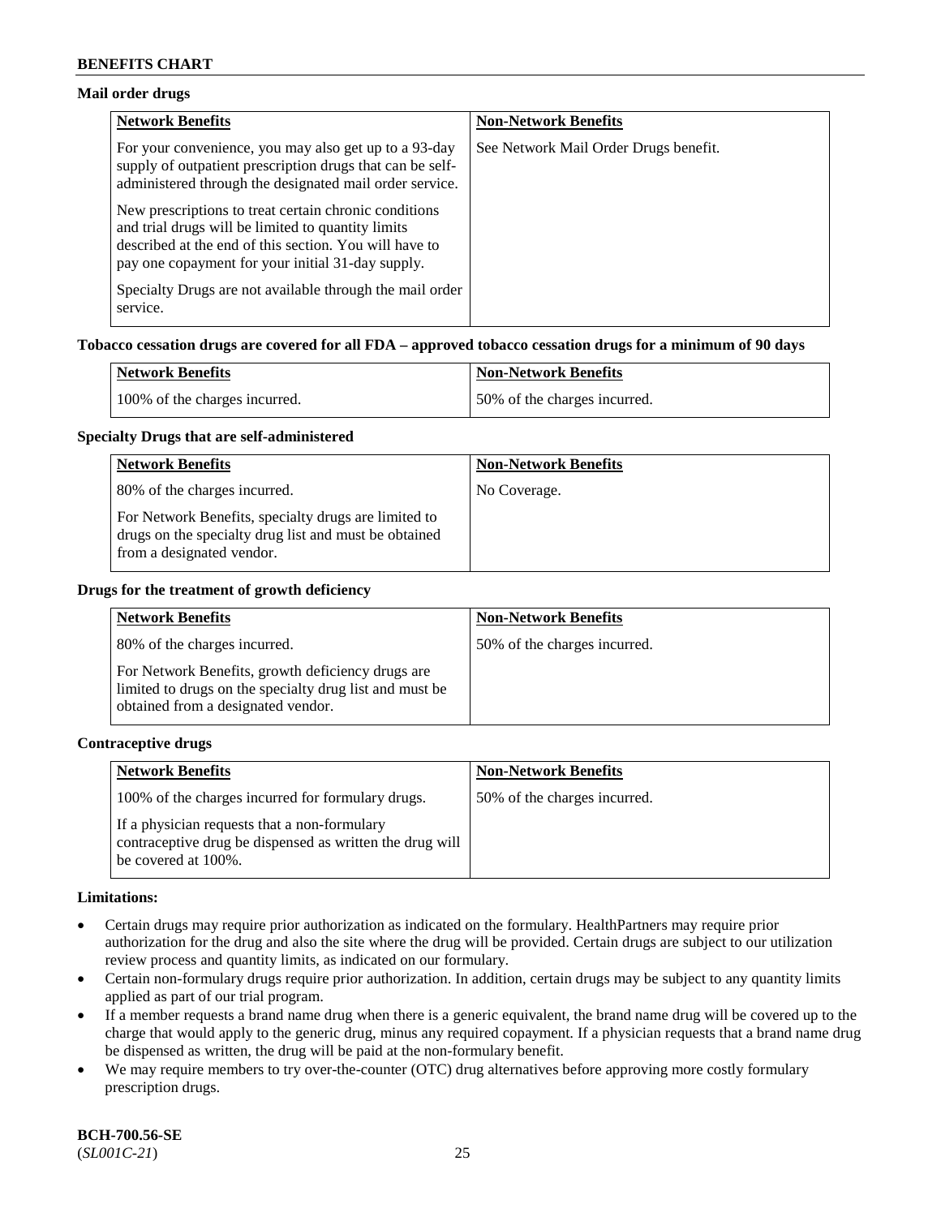**Mail order drugs**

| Network Benefits | Non-Network Benefits |
|---|---|
| For your convenience, you may also get up to a 93-day supply of outpatient prescription drugs that can be self-administered through the designated mail order service.<br><br>New prescriptions to treat certain chronic conditions and trial drugs will be limited to quantity limits described at the end of this section. You will have to pay one copayment for your initial 31-day supply.<br><br>Specialty Drugs are not available through the mail order service. | See Network Mail Order Drugs benefit. |

**Tobacco cessation drugs are covered for all FDA – approved tobacco cessation drugs for a minimum of 90 days**

| Network Benefits | Non-Network Benefits |
|---|---|
| 100% of the charges incurred. | 50% of the charges incurred. |

**Specialty Drugs that are self-administered**

| Network Benefits | Non-Network Benefits |
|---|---|
| 80% of the charges incurred.<br><br>For Network Benefits, specialty drugs are limited to drugs on the specialty drug list and must be obtained from a designated vendor. | No Coverage. |

**Drugs for the treatment of growth deficiency**

| Network Benefits | Non-Network Benefits |
|---|---|
| 80% of the charges incurred.<br><br>For Network Benefits, growth deficiency drugs are limited to drugs on the specialty drug list and must be obtained from a designated vendor. | 50% of the charges incurred. |

**Contraceptive drugs**

| Network Benefits | Non-Network Benefits |
|---|---|
| 100% of the charges incurred for formulary drugs.<br><br>If a physician requests that a non-formulary contraceptive drug be dispensed as written the drug will be covered at 100%. | 50% of the charges incurred. |

**Limitations:**

- Certain drugs may require prior authorization as indicated on the formulary. HealthPartners may require prior authorization for the drug and also the site where the drug will be provided. Certain drugs are subject to our utilization review process and quantity limits, as indicated on our formulary.
- Certain non-formulary drugs require prior authorization. In addition, certain drugs may be subject to any quantity limits applied as part of our trial program.
- If a member requests a brand name drug when there is a generic equivalent, the brand name drug will be covered up to the charge that would apply to the generic drug, minus any required copayment. If a physician requests that a brand name drug be dispensed as written, the drug will be paid at the non-formulary benefit.
- We may require members to try over-the-counter (OTC) drug alternatives before approving more costly formulary prescription drugs.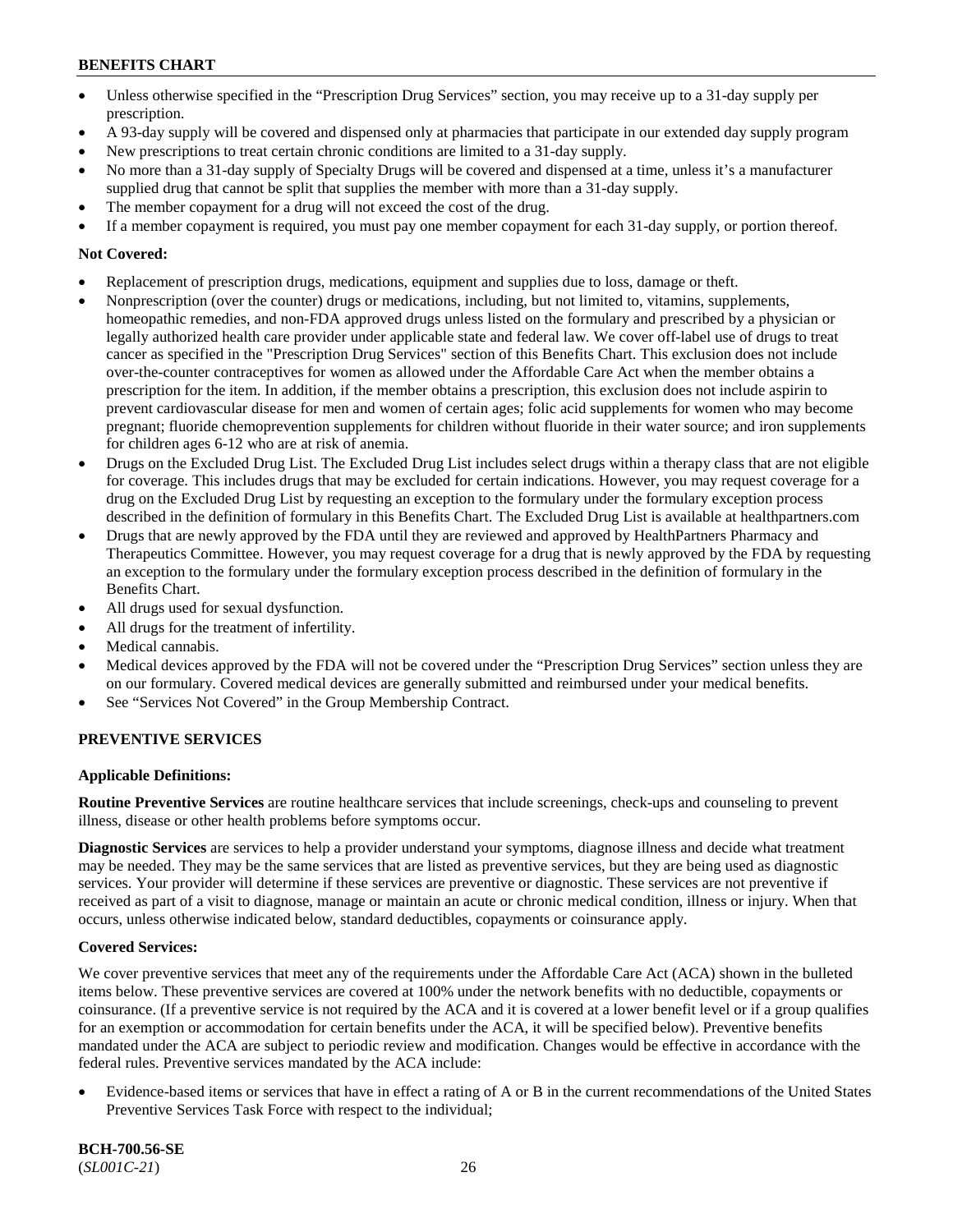- Unless otherwise specified in the "Prescription Drug Services" section, you may receive up to a 31-day supply per prescription.
- A 93-day supply will be covered and dispensed only at pharmacies that participate in our extended day supply program
- New prescriptions to treat certain chronic conditions are limited to a 31-day supply.
- No more than a 31-day supply of Specialty Drugs will be covered and dispensed at a time, unless it's a manufacturer supplied drug that cannot be split that supplies the member with more than a 31-day supply.
- The member copayment for a drug will not exceed the cost of the drug.
- If a member copayment is required, you must pay one member copayment for each 31-day supply, or portion thereof.

**Not Covered:**

- Replacement of prescription drugs, medications, equipment and supplies due to loss, damage or theft.
- Nonprescription (over the counter) drugs or medications, including, but not limited to, vitamins, supplements, homeopathic remedies, and non-FDA approved drugs unless listed on the formulary and prescribed by a physician or legally authorized health care provider under applicable state and federal law. We cover off-label use of drugs to treat cancer as specified in the "Prescription Drug Services" section of this Benefits Chart. This exclusion does not include over-the-counter contraceptives for women as allowed under the Affordable Care Act when the member obtains a prescription for the item. In addition, if the member obtains a prescription, this exclusion does not include aspirin to prevent cardiovascular disease for men and women of certain ages; folic acid supplements for women who may become pregnant; fluoride chemoprevention supplements for children without fluoride in their water source; and iron supplements for children ages 6-12 who are at risk of anemia.
- Drugs on the Excluded Drug List. The Excluded Drug List includes select drugs within a therapy class that are not eligible for coverage. This includes drugs that may be excluded for certain indications. However, you may request coverage for a drug on the Excluded Drug List by requesting an exception to the formulary under the formulary exception process described in the definition of formulary in this Benefits Chart. The Excluded Drug List is available at healthpartners.com
- Drugs that are newly approved by the FDA until they are reviewed and approved by HealthPartners Pharmacy and Therapeutics Committee. However, you may request coverage for a drug that is newly approved by the FDA by requesting an exception to the formulary under the formulary exception process described in the definition of formulary in the Benefits Chart.
- All drugs used for sexual dysfunction.
- All drugs for the treatment of infertility.
- Medical cannabis.
- Medical devices approved by the FDA will not be covered under the "Prescription Drug Services" section unless they are on our formulary. Covered medical devices are generally submitted and reimbursed under your medical benefits.
- See "Services Not Covered" in the Group Membership Contract.

## PREVENTIVE SERVICES

**Applicable Definitions:**

**Routine Preventive Services** are routine healthcare services that include screenings, check-ups and counseling to prevent illness, disease or other health problems before symptoms occur.

**Diagnostic Services** are services to help a provider understand your symptoms, diagnose illness and decide what treatment may be needed. They may be the same services that are listed as preventive services, but they are being used as diagnostic services. Your provider will determine if these services are preventive or diagnostic. These services are not preventive if received as part of a visit to diagnose, manage or maintain an acute or chronic medical condition, illness or injury. When that occurs, unless otherwise indicated below, standard deductibles, copayments or coinsurance apply.

**Covered Services:**

We cover preventive services that meet any of the requirements under the Affordable Care Act (ACA) shown in the bulleted items below. These preventive services are covered at 100% under the network benefits with no deductible, copayments or coinsurance. (If a preventive service is not required by the ACA and it is covered at a lower benefit level or if a group qualifies for an exemption or accommodation for certain benefits under the ACA, it will be specified below). Preventive benefits mandated under the ACA are subject to periodic review and modification. Changes would be effective in accordance with the federal rules. Preventive services mandated by the ACA include:

- Evidence-based items or services that have in effect a rating of A or B in the current recommendations of the United States Preventive Services Task Force with respect to the individual;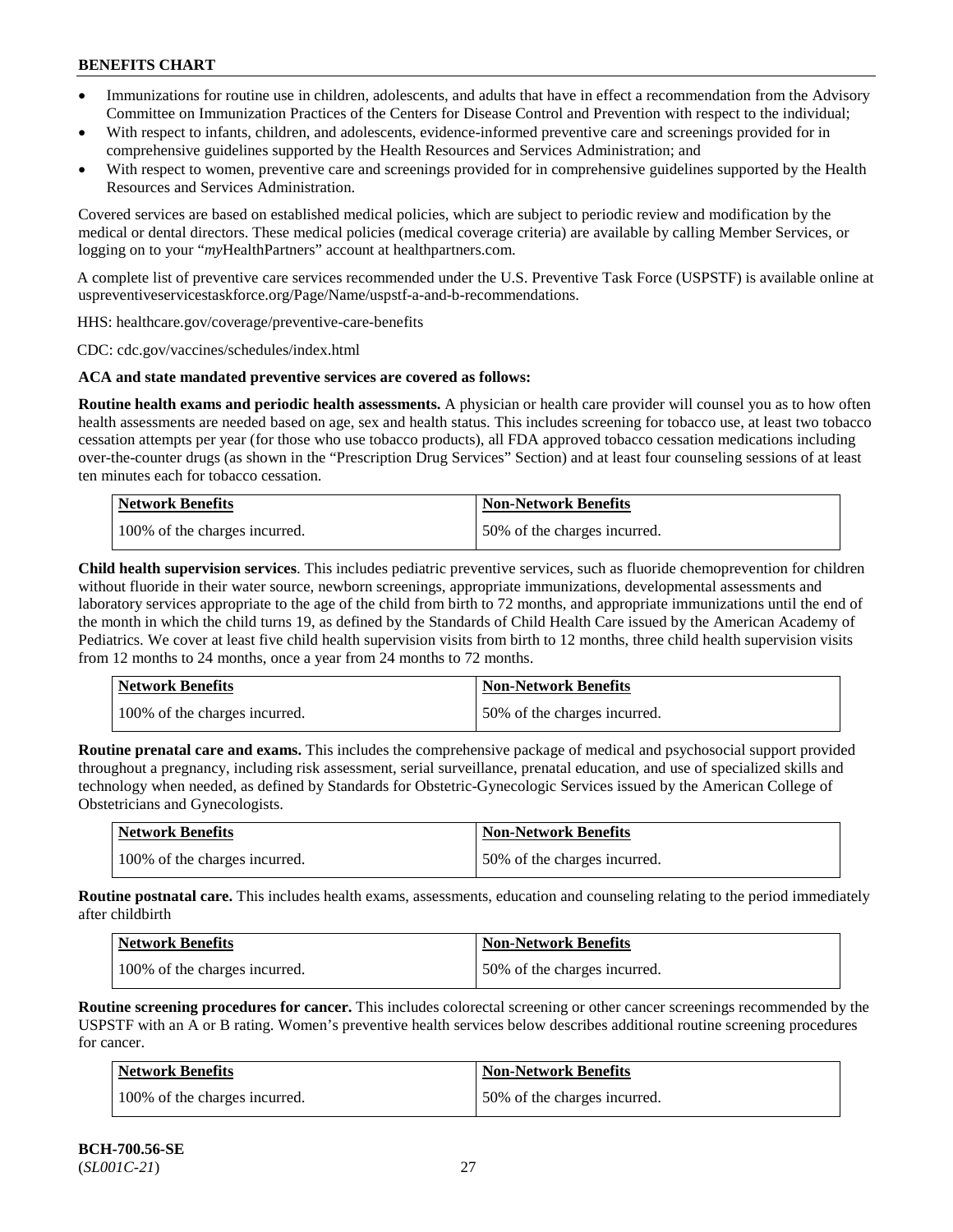- Immunizations for routine use in children, adolescents, and adults that have in effect a recommendation from the Advisory Committee on Immunization Practices of the Centers for Disease Control and Prevention with respect to the individual;
- With respect to infants, children, and adolescents, evidence-informed preventive care and screenings provided for in comprehensive guidelines supported by the Health Resources and Services Administration; and
- With respect to women, preventive care and screenings provided for in comprehensive guidelines supported by the Health Resources and Services Administration.

Covered services are based on established medical policies, which are subject to periodic review and modification by the medical or dental directors. These medical policies (medical coverage criteria) are available by calling Member Services, or logging on to your "*my*HealthPartners" account at healthpartners.com.

A complete list of preventive care services recommended under the U.S. Preventive Task Force (USPSTF) is available online at uspreventiveservicestaskforce.org/Page/Name/uspstf-a-and-b-recommendations.

HHS: healthcare.gov/coverage/preventive-care-benefits

CDC: cdc.gov/vaccines/schedules/index.html

**ACA and state mandated preventive services are covered as follows:**

**Routine health exams and periodic health assessments.** A physician or health care provider will counsel you as to how often health assessments are needed based on age, sex and health status. This includes screening for tobacco use, at least two tobacco cessation attempts per year (for those who use tobacco products), all FDA approved tobacco cessation medications including over-the-counter drugs (as shown in the "Prescription Drug Services" Section) and at least four counseling sessions of at least ten minutes each for tobacco cessation.

| Network Benefits | Non-Network Benefits |
|---|---|
| 100% of the charges incurred. | 50% of the charges incurred. |

**Child health supervision services**. This includes pediatric preventive services, such as fluoride chemoprevention for children without fluoride in their water source, newborn screenings, appropriate immunizations, developmental assessments and laboratory services appropriate to the age of the child from birth to 72 months, and appropriate immunizations until the end of the month in which the child turns 19, as defined by the Standards of Child Health Care issued by the American Academy of Pediatrics. We cover at least five child health supervision visits from birth to 12 months, three child health supervision visits from 12 months to 24 months, once a year from 24 months to 72 months.

| Network Benefits | Non-Network Benefits |
|---|---|
| 100% of the charges incurred. | 50% of the charges incurred. |

**Routine prenatal care and exams.** This includes the comprehensive package of medical and psychosocial support provided throughout a pregnancy, including risk assessment, serial surveillance, prenatal education, and use of specialized skills and technology when needed, as defined by Standards for Obstetric-Gynecologic Services issued by the American College of Obstetricians and Gynecologists.

| Network Benefits | Non-Network Benefits |
|---|---|
| 100% of the charges incurred. | 50% of the charges incurred. |

**Routine postnatal care.** This includes health exams, assessments, education and counseling relating to the period immediately after childbirth

| Network Benefits | Non-Network Benefits |
|---|---|
| 100% of the charges incurred. | 50% of the charges incurred. |

**Routine screening procedures for cancer.** This includes colorectal screening or other cancer screenings recommended by the USPSTF with an A or B rating. Women's preventive health services below describes additional routine screening procedures for cancer.

| Network Benefits | Non-Network Benefits |
|---|---|
| 100% of the charges incurred. | 50% of the charges incurred. |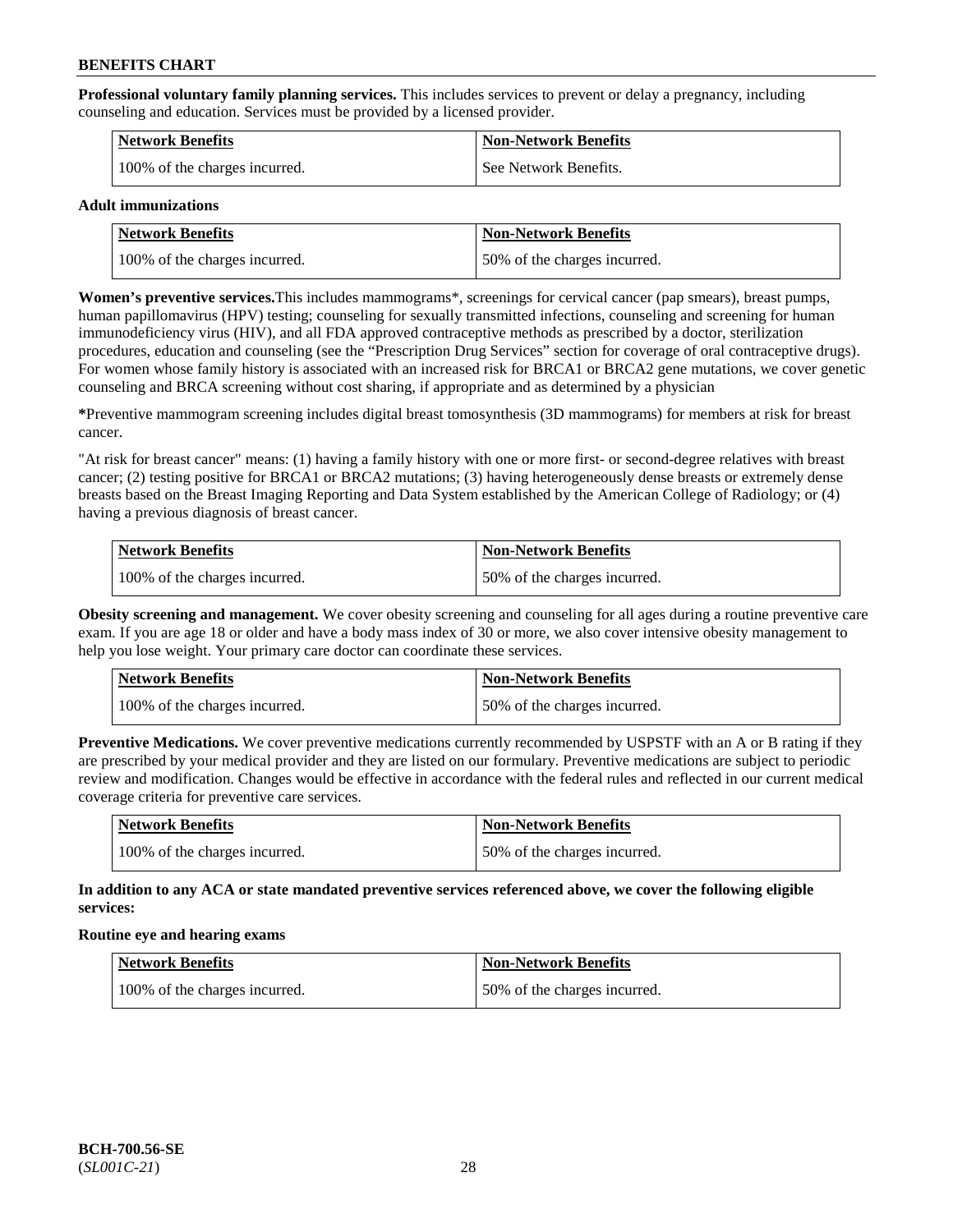**Professional voluntary family planning services.** This includes services to prevent or delay a pregnancy, including counseling and education. Services must be provided by a licensed provider.

| Network Benefits | Non-Network Benefits |
|---|---|
| 100% of the charges incurred. | See Network Benefits. |

**Adult immunizations**

| Network Benefits | Non-Network Benefits |
|---|---|
| 100% of the charges incurred. | 50% of the charges incurred. |

**Women's preventive services.**This includes mammograms*, screenings for cervical cancer (pap smears), breast pumps, human papillomavirus (HPV) testing; counseling for sexually transmitted infections, counseling and screening for human immunodeficiency virus (HIV), and all FDA approved contraceptive methods as prescribed by a doctor, sterilization procedures, education and counseling (see the "Prescription Drug Services" section for coverage of oral contraceptive drugs). For women whose family history is associated with an increased risk for BRCA1 or BRCA2 gene mutations, we cover genetic counseling and BRCA screening without cost sharing, if appropriate and as determined by a physician

***Preventive mammogram screening includes digital breast tomosynthesis (3D mammograms) for members at risk for breast cancer.

"At risk for breast cancer" means: (1) having a family history with one or more first- or second-degree relatives with breast cancer; (2) testing positive for BRCA1 or BRCA2 mutations; (3) having heterogeneously dense breasts or extremely dense breasts based on the Breast Imaging Reporting and Data System established by the American College of Radiology; or (4) having a previous diagnosis of breast cancer.

| Network Benefits | Non-Network Benefits |
|---|---|
| 100% of the charges incurred. | 50% of the charges incurred. |

**Obesity screening and management.** We cover obesity screening and counseling for all ages during a routine preventive care exam. If you are age 18 or older and have a body mass index of 30 or more, we also cover intensive obesity management to help you lose weight. Your primary care doctor can coordinate these services.

| Network Benefits | Non-Network Benefits |
|---|---|
| 100% of the charges incurred. | 50% of the charges incurred. |

**Preventive Medications.** We cover preventive medications currently recommended by USPSTF with an A or B rating if they are prescribed by your medical provider and they are listed on our formulary. Preventive medications are subject to periodic review and modification. Changes would be effective in accordance with the federal rules and reflected in our current medical coverage criteria for preventive care services.

| Network Benefits | Non-Network Benefits |
|---|---|
| 100% of the charges incurred. | 50% of the charges incurred. |

**In addition to any ACA or state mandated preventive services referenced above, we cover the following eligible services:**

**Routine eye and hearing exams**

| Network Benefits | Non-Network Benefits |
|---|---|
| 100% of the charges incurred. | 50% of the charges incurred. |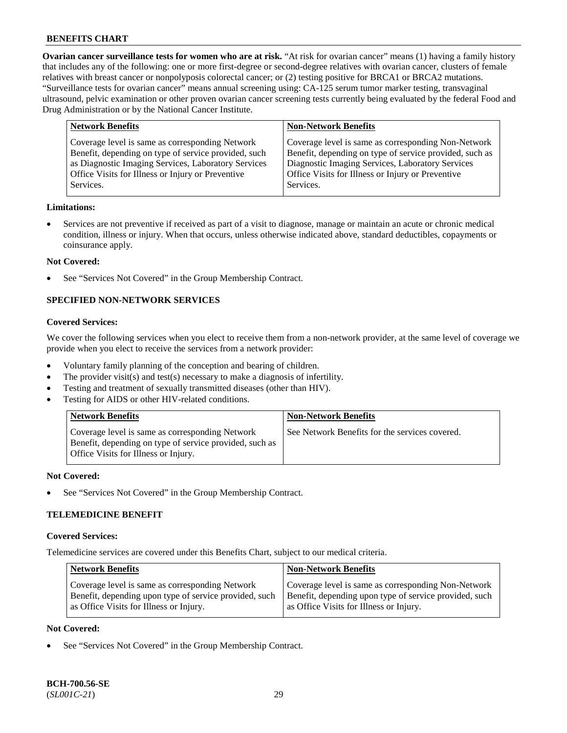**Ovarian cancer surveillance tests for women who are at risk.** "At risk for ovarian cancer" means (1) having a family history that includes any of the following: one or more first-degree or second-degree relatives with ovarian cancer, clusters of female relatives with breast cancer or nonpolyposis colorectal cancer; or (2) testing positive for BRCA1 or BRCA2 mutations. "Surveillance tests for ovarian cancer" means annual screening using: CA-125 serum tumor marker testing, transvaginal ultrasound, pelvic examination or other proven ovarian cancer screening tests currently being evaluated by the federal Food and Drug Administration or by the National Cancer Institute.

| Network Benefits | Non-Network Benefits |
|---|---|
| Coverage level is same as corresponding Network Benefit, depending on type of service provided, such as Diagnostic Imaging Services, Laboratory Services Office Visits for Illness or Injury or Preventive Services. | Coverage level is same as corresponding Non-Network Benefit, depending on type of service provided, such as Diagnostic Imaging Services, Laboratory Services Office Visits for Illness or Injury or Preventive Services. |

**Limitations:**

- Services are not preventive if received as part of a visit to diagnose, manage or maintain an acute or chronic medical condition, illness or injury. When that occurs, unless otherwise indicated above, standard deductibles, copayments or coinsurance apply.

**Not Covered:**

- See "Services Not Covered" in the Group Membership Contract.

### SPECIFIED NON-NETWORK SERVICES

**Covered Services:**

We cover the following services when you elect to receive them from a non-network provider, at the same level of coverage we provide when you elect to receive the services from a network provider:

- Voluntary family planning of the conception and bearing of children.
- The provider visit(s) and test(s) necessary to make a diagnosis of infertility.
- Testing and treatment of sexually transmitted diseases (other than HIV).
- Testing for AIDS or other HIV-related conditions.

| Network Benefits | Non-Network Benefits |
|---|---|
| Coverage level is same as corresponding Network Benefit, depending on type of service provided, such as Office Visits for Illness or Injury. | See Network Benefits for the services covered. |

**Not Covered:**

- See "Services Not Covered" in the Group Membership Contract.

### TELEMEDICINE BENEFIT

**Covered Services:**

Telemedicine services are covered under this Benefits Chart, subject to our medical criteria.

| Network Benefits | Non-Network Benefits |
|---|---|
| Coverage level is same as corresponding Network Benefit, depending upon type of service provided, such as Office Visits for Illness or Injury. | Coverage level is same as corresponding Non-Network Benefit, depending upon type of service provided, such as Office Visits for Illness or Injury. |

**Not Covered:**

- See "Services Not Covered" in the Group Membership Contract.

**BCH-700.56-SE**
(*SL001C-21*)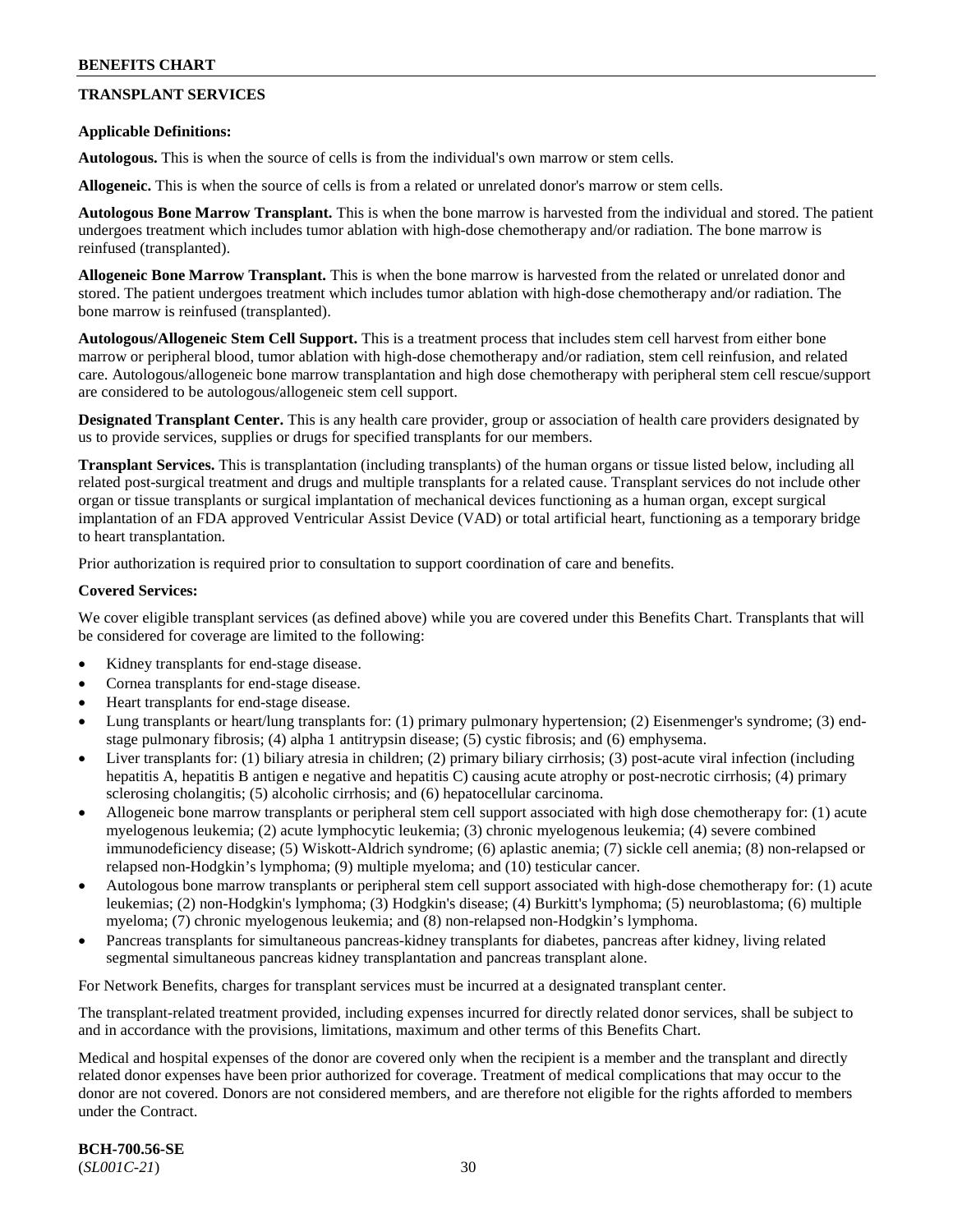## TRANSPLANT SERVICES

**Applicable Definitions:**

**Autologous.** This is when the source of cells is from the individual's own marrow or stem cells.

**Allogeneic.** This is when the source of cells is from a related or unrelated donor's marrow or stem cells.

**Autologous Bone Marrow Transplant.** This is when the bone marrow is harvested from the individual and stored. The patient undergoes treatment which includes tumor ablation with high-dose chemotherapy and/or radiation. The bone marrow is reinfused (transplanted).

**Allogeneic Bone Marrow Transplant.** This is when the bone marrow is harvested from the related or unrelated donor and stored. The patient undergoes treatment which includes tumor ablation with high-dose chemotherapy and/or radiation. The bone marrow is reinfused (transplanted).

**Autologous/Allogeneic Stem Cell Support.** This is a treatment process that includes stem cell harvest from either bone marrow or peripheral blood, tumor ablation with high-dose chemotherapy and/or radiation, stem cell reinfusion, and related care. Autologous/allogeneic bone marrow transplantation and high dose chemotherapy with peripheral stem cell rescue/support are considered to be autologous/allogeneic stem cell support.

**Designated Transplant Center.** This is any health care provider, group or association of health care providers designated by us to provide services, supplies or drugs for specified transplants for our members.

**Transplant Services.** This is transplantation (including transplants) of the human organs or tissue listed below, including all related post-surgical treatment and drugs and multiple transplants for a related cause. Transplant services do not include other organ or tissue transplants or surgical implantation of mechanical devices functioning as a human organ, except surgical implantation of an FDA approved Ventricular Assist Device (VAD) or total artificial heart, functioning as a temporary bridge to heart transplantation.

Prior authorization is required prior to consultation to support coordination of care and benefits.

**Covered Services:**

We cover eligible transplant services (as defined above) while you are covered under this Benefits Chart. Transplants that will be considered for coverage are limited to the following:

- Kidney transplants for end-stage disease.
- Cornea transplants for end-stage disease.
- Heart transplants for end-stage disease.
- Lung transplants or heart/lung transplants for: (1) primary pulmonary hypertension; (2) Eisenmenger's syndrome; (3) end-stage pulmonary fibrosis; (4) alpha 1 antitrypsin disease; (5) cystic fibrosis; and (6) emphysema.
- Liver transplants for: (1) biliary atresia in children; (2) primary biliary cirrhosis; (3) post-acute viral infection (including hepatitis A, hepatitis B antigen e negative and hepatitis C) causing acute atrophy or post-necrotic cirrhosis; (4) primary sclerosing cholangitis; (5) alcoholic cirrhosis; and (6) hepatocellular carcinoma.
- Allogeneic bone marrow transplants or peripheral stem cell support associated with high dose chemotherapy for: (1) acute myelogenous leukemia; (2) acute lymphocytic leukemia; (3) chronic myelogenous leukemia; (4) severe combined immunodeficiency disease; (5) Wiskott-Aldrich syndrome; (6) aplastic anemia; (7) sickle cell anemia; (8) non-relapsed or relapsed non-Hodgkin's lymphoma; (9) multiple myeloma; and (10) testicular cancer.
- Autologous bone marrow transplants or peripheral stem cell support associated with high-dose chemotherapy for: (1) acute leukemias; (2) non-Hodgkin's lymphoma; (3) Hodgkin's disease; (4) Burkitt's lymphoma; (5) neuroblastoma; (6) multiple myeloma; (7) chronic myelogenous leukemia; and (8) non-relapsed non-Hodgkin's lymphoma.
- Pancreas transplants for simultaneous pancreas-kidney transplants for diabetes, pancreas after kidney, living related segmental simultaneous pancreas kidney transplantation and pancreas transplant alone.

For Network Benefits, charges for transplant services must be incurred at a designated transplant center.

The transplant-related treatment provided, including expenses incurred for directly related donor services, shall be subject to and in accordance with the provisions, limitations, maximum and other terms of this Benefits Chart.

Medical and hospital expenses of the donor are covered only when the recipient is a member and the transplant and directly related donor expenses have been prior authorized for coverage. Treatment of medical complications that may occur to the donor are not covered. Donors are not considered members, and are therefore not eligible for the rights afforded to members under the Contract.

**BCH-700.56-SE**
(*SL001C-21*)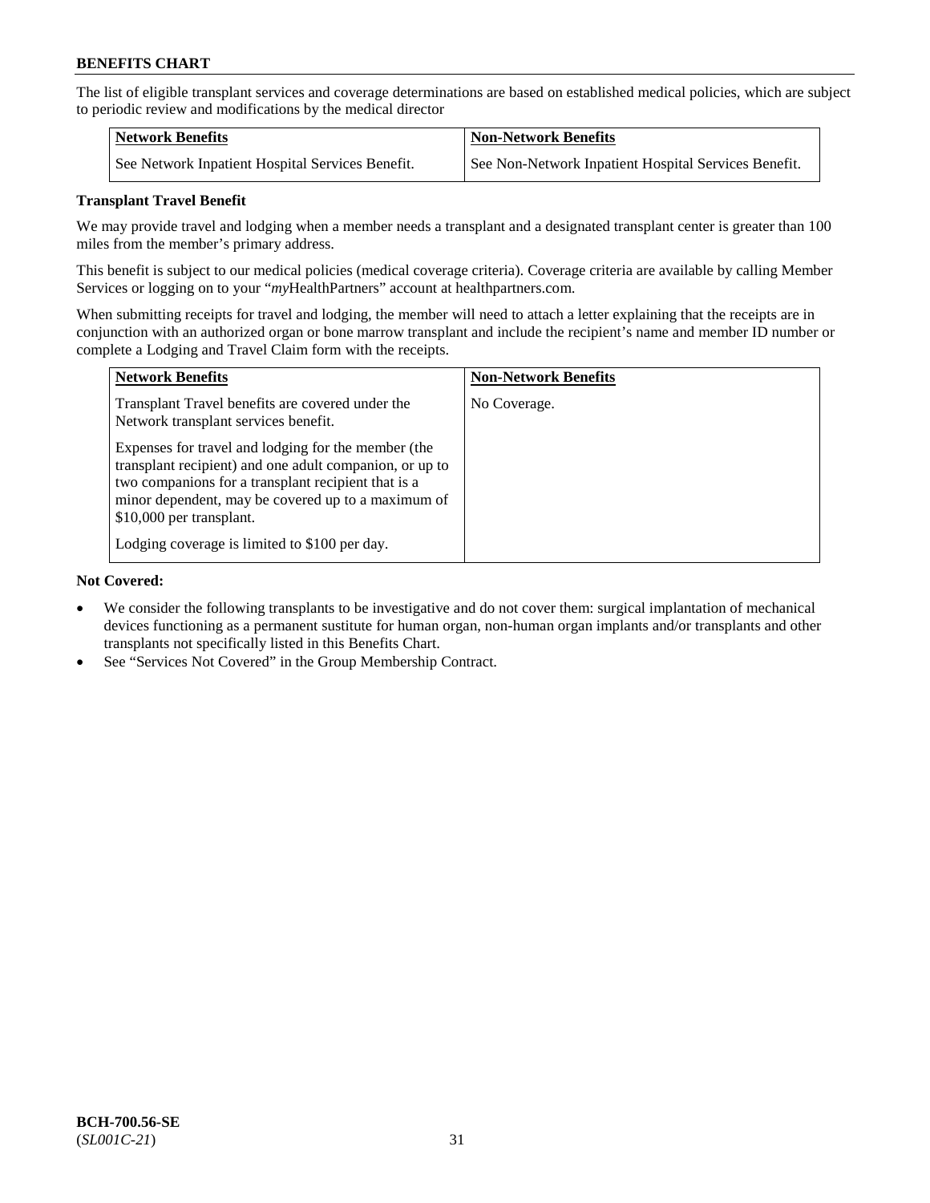The list of eligible transplant services and coverage determinations are based on established medical policies, which are subject to periodic review and modifications by the medical director

| Network Benefits | Non-Network Benefits |
| --- | --- |
| See Network Inpatient Hospital Services Benefit. | See Non-Network Inpatient Hospital Services Benefit. |

**Transplant Travel Benefit**

We may provide travel and lodging when a member needs a transplant and a designated transplant center is greater than 100 miles from the member's primary address.

This benefit is subject to our medical policies (medical coverage criteria). Coverage criteria are available by calling Member Services or logging on to your "*my*HealthPartners" account at healthpartners.com.

When submitting receipts for travel and lodging, the member will need to attach a letter explaining that the receipts are in conjunction with an authorized organ or bone marrow transplant and include the recipient's name and member ID number or complete a Lodging and Travel Claim form with the receipts.

| Network Benefits | Non-Network Benefits |
| --- | --- |
| Transplant Travel benefits are covered under the Network transplant services benefit.<br><br>Expenses for travel and lodging for the member (the transplant recipient) and one adult companion, or up to two companions for a transplant recipient that is a minor dependent, may be covered up to a maximum of $10,000 per transplant.<br><br>Lodging coverage is limited to $100 per day. | No Coverage. |

**Not Covered:**

- We consider the following transplants to be investigative and do not cover them: surgical implantation of mechanical devices functioning as a permanent sustitute for human organ, non-human organ implants and/or transplants and other transplants not specifically listed in this Benefits Chart.
- See "Services Not Covered" in the Group Membership Contract.